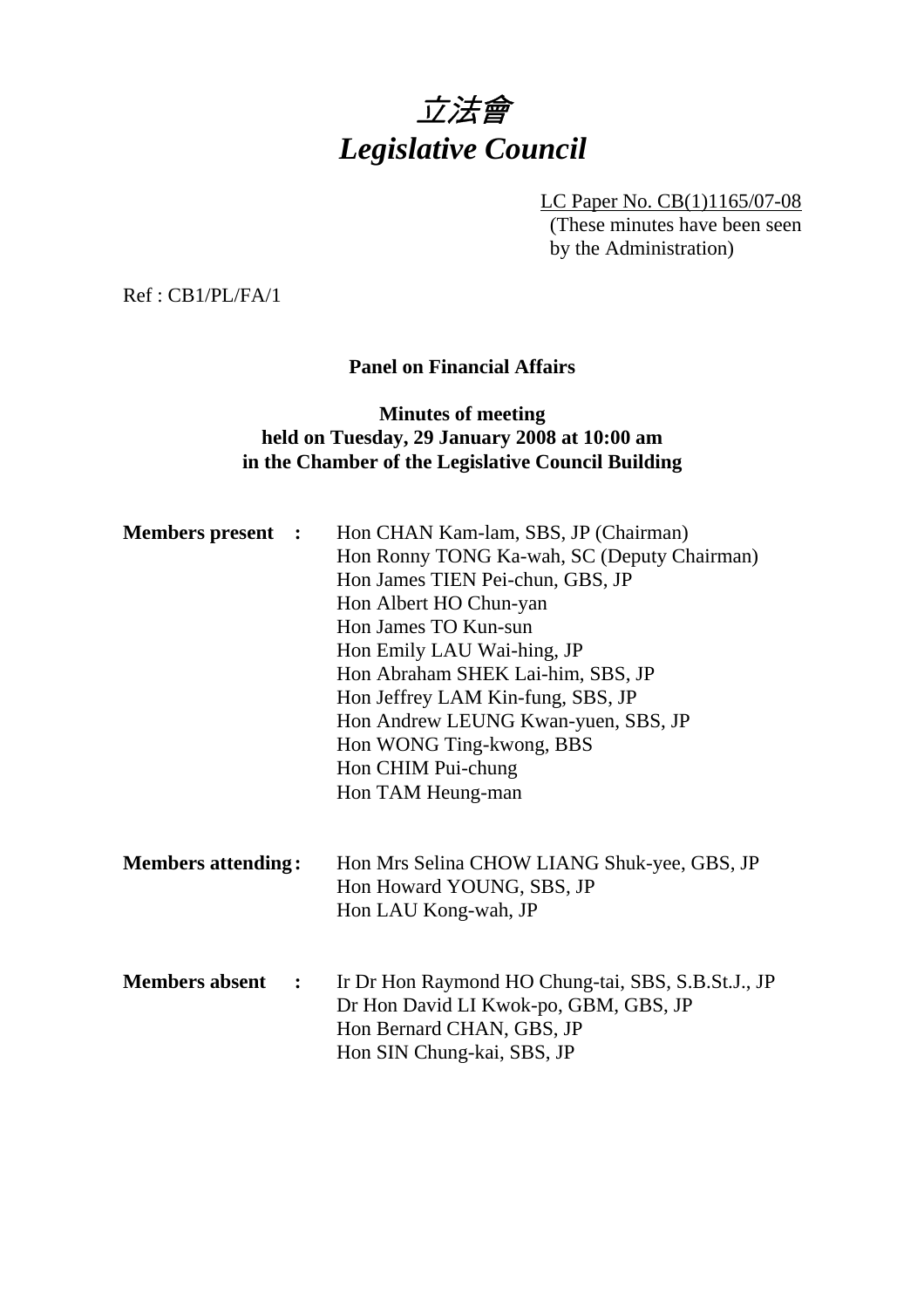# *立法會*
# *Legislative Council*

LC Paper No. CB(1)1165/07-08
(These minutes have been seen by the Administration)

Ref : CB1/PL/FA/1

**Panel on Financial Affairs**

**Minutes of meeting**
**held on Tuesday, 29 January 2008 at 10:00 am**
**in the Chamber of the Legislative Council Building**

**Members present :**
Hon CHAN Kam-lam, SBS, JP (Chairman)
Hon Ronny TONG Ka-wah, SC (Deputy Chairman)
Hon James TIEN Pei-chun, GBS, JP
Hon Albert HO Chun-yan
Hon James TO Kun-sun
Hon Emily LAU Wai-hing, JP
Hon Abraham SHEK Lai-him, SBS, JP
Hon Jeffrey LAM Kin-fung, SBS, JP
Hon Andrew LEUNG Kwan-yuen, SBS, JP
Hon WONG Ting-kwong, BBS
Hon CHIM Pui-chung
Hon TAM Heung-man

**Members attending :**
Hon Mrs Selina CHOW LIANG Shuk-yee, GBS, JP
Hon Howard YOUNG, SBS, JP
Hon LAU Kong-wah, JP

**Members absent :**
Ir Dr Hon Raymond HO Chung-tai, SBS, S.B.St.J., JP
Dr Hon David LI Kwok-po, GBM, GBS, JP
Hon Bernard CHAN, GBS, JP
Hon SIN Chung-kai, SBS, JP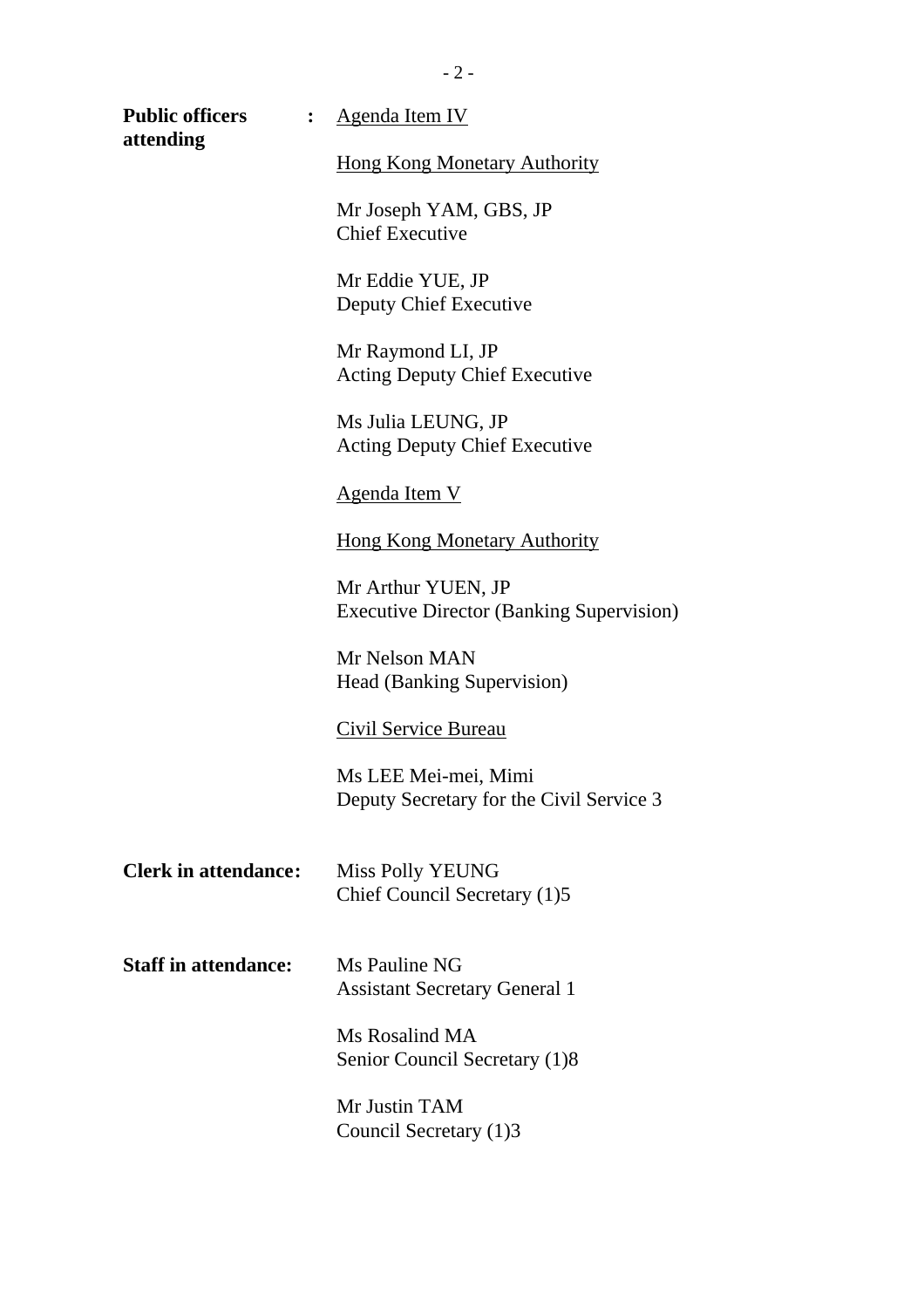**Public officers attending** : <u>Agenda Item IV</u>

<u>Hong Kong Monetary Authority</u>

Mr Joseph YAM, GBS, JP
Chief Executive

Mr Eddie YUE, JP
Deputy Chief Executive

Mr Raymond LI, JP
Acting Deputy Chief Executive

Ms Julia LEUNG, JP
Acting Deputy Chief Executive

<u>Agenda Item V</u>

<u>Hong Kong Monetary Authority</u>

Mr Arthur YUEN, JP
Executive Director (Banking Supervision)

Mr Nelson MAN
Head (Banking Supervision)

<u>Civil Service Bureau</u>

Ms LEE Mei-mei, Mimi
Deputy Secretary for the Civil Service 3

**Clerk in attendance:** Miss Polly YEUNG
Chief Council Secretary (1)5

**Staff in attendance:** Ms Pauline NG
Assistant Secretary General 1

Ms Rosalind MA
Senior Council Secretary (1)8

Mr Justin TAM
Council Secretary (1)3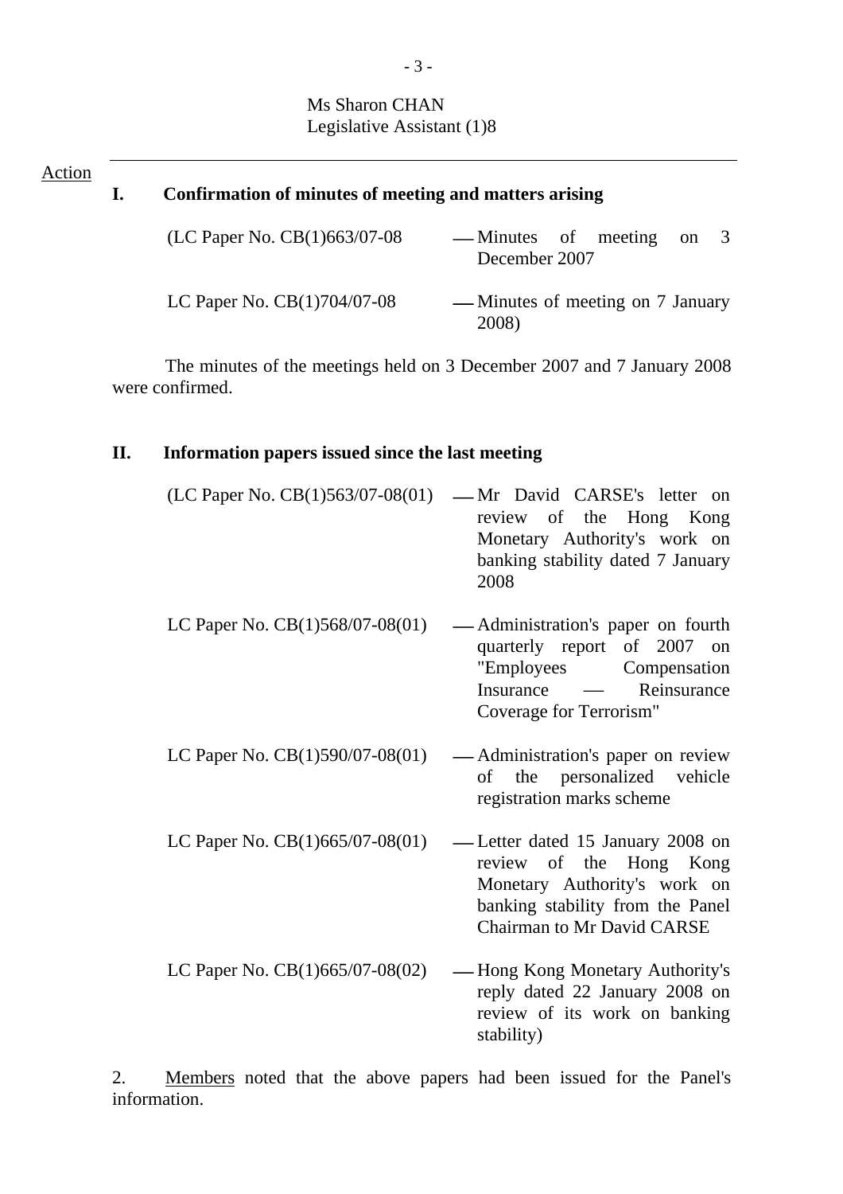Ms Sharon CHAN
Legislative Assistant (1)8

Action

## I. Confirmation of minutes of meeting and matters arising

| | |
|---|---|
| (LC Paper No. CB(1)663/07-08 | — Minutes of meeting on 3 December 2007 |
| LC Paper No. CB(1)704/07-08 | — Minutes of meeting on 7 January 2008) |

The minutes of the meetings held on 3 December 2007 and 7 January 2008 were confirmed.

## II. Information papers issued since the last meeting

| | |
|---|---|
| (LC Paper No. CB(1)563/07-08(01) | — Mr David CARSE's letter on review of the Hong Kong Monetary Authority's work on banking stability dated 7 January 2008 |
| LC Paper No. CB(1)568/07-08(01) | — Administration's paper on fourth quarterly report of 2007 on "Employees Compensation Insurance — Reinsurance Coverage for Terrorism" |
| LC Paper No. CB(1)590/07-08(01) | — Administration's paper on review of the personalized vehicle registration marks scheme |
| LC Paper No. CB(1)665/07-08(01) | — Letter dated 15 January 2008 on review of the Hong Kong Monetary Authority's work on banking stability from the Panel Chairman to Mr David CARSE |
| LC Paper No. CB(1)665/07-08(02) | — Hong Kong Monetary Authority's reply dated 22 January 2008 on review of its work on banking stability) |

2. Members noted that the above papers had been issued for the Panel's information.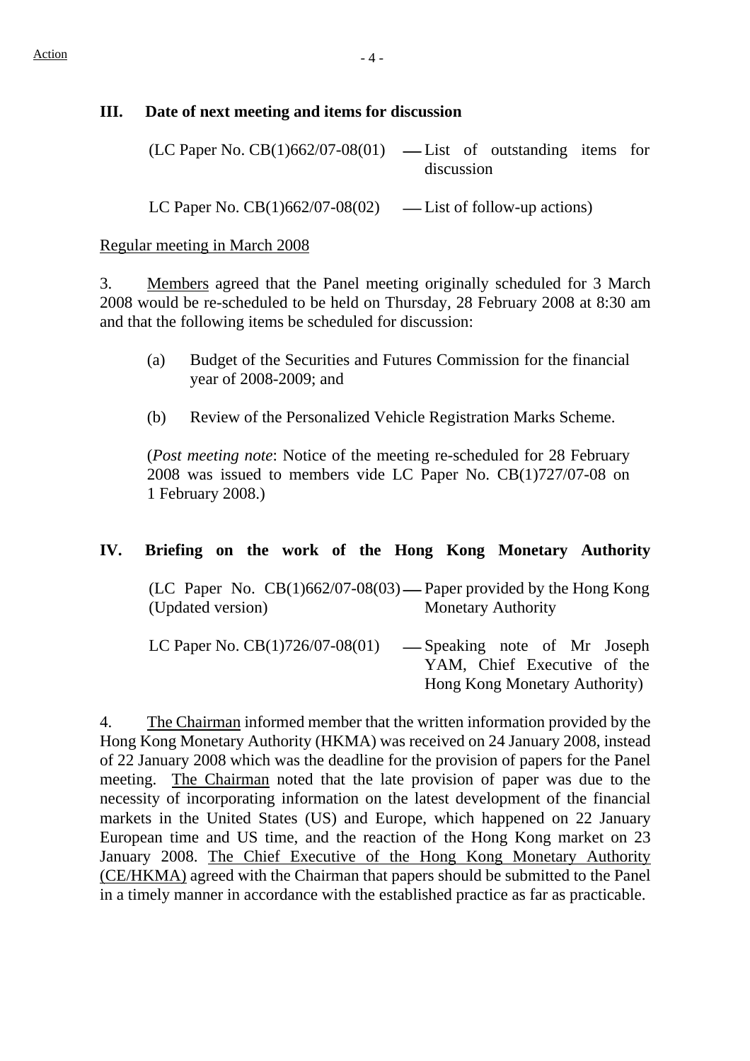Action

## III. Date of next meeting and items for discussion

(LC Paper No. CB(1)662/07-08(01) — List of outstanding items for discussion

LC Paper No. CB(1)662/07-08(02) — List of follow-up actions)

Regular meeting in March 2008

3. Members agreed that the Panel meeting originally scheduled for 3 March 2008 would be re-scheduled to be held on Thursday, 28 February 2008 at 8:30 am and that the following items be scheduled for discussion:

(a) Budget of the Securities and Futures Commission for the financial year of 2008-2009; and

(b) Review of the Personalized Vehicle Registration Marks Scheme.

(*Post meeting note*: Notice of the meeting re-scheduled for 28 February 2008 was issued to members vide LC Paper No. CB(1)727/07-08 on 1 February 2008.)

## IV. Briefing on the work of the Hong Kong Monetary Authority

(LC Paper No. CB(1)662/07-08(03) (Updated version) — Paper provided by the Hong Kong Monetary Authority

LC Paper No. CB(1)726/07-08(01) — Speaking note of Mr Joseph YAM, Chief Executive of the Hong Kong Monetary Authority)

4. The Chairman informed member that the written information provided by the Hong Kong Monetary Authority (HKMA) was received on 24 January 2008, instead of 22 January 2008 which was the deadline for the provision of papers for the Panel meeting. The Chairman noted that the late provision of paper was due to the necessity of incorporating information on the latest development of the financial markets in the United States (US) and Europe, which happened on 22 January European time and US time, and the reaction of the Hong Kong market on 23 January 2008. The Chief Executive of the Hong Kong Monetary Authority (CE/HKMA) agreed with the Chairman that papers should be submitted to the Panel in a timely manner in accordance with the established practice as far as practicable.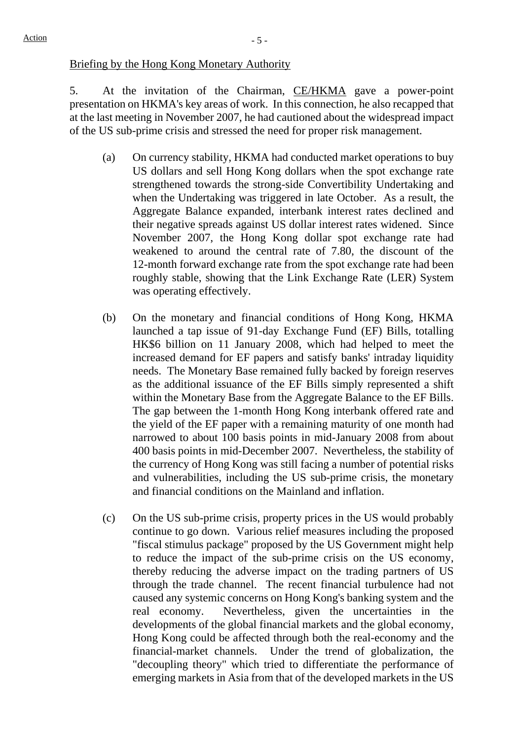Action

Briefing by the Hong Kong Monetary Authority

5. At the invitation of the Chairman, CE/HKMA gave a power-point presentation on HKMA's key areas of work. In this connection, he also recapped that at the last meeting in November 2007, he had cautioned about the widespread impact of the US sub-prime crisis and stressed the need for proper risk management.

(a) On currency stability, HKMA had conducted market operations to buy US dollars and sell Hong Kong dollars when the spot exchange rate strengthened towards the strong-side Convertibility Undertaking and when the Undertaking was triggered in late October. As a result, the Aggregate Balance expanded, interbank interest rates declined and their negative spreads against US dollar interest rates widened. Since November 2007, the Hong Kong dollar spot exchange rate had weakened to around the central rate of 7.80, the discount of the 12-month forward exchange rate from the spot exchange rate had been roughly stable, showing that the Link Exchange Rate (LER) System was operating effectively.

(b) On the monetary and financial conditions of Hong Kong, HKMA launched a tap issue of 91-day Exchange Fund (EF) Bills, totalling HK$6 billion on 11 January 2008, which had helped to meet the increased demand for EF papers and satisfy banks' intraday liquidity needs. The Monetary Base remained fully backed by foreign reserves as the additional issuance of the EF Bills simply represented a shift within the Monetary Base from the Aggregate Balance to the EF Bills. The gap between the 1-month Hong Kong interbank offered rate and the yield of the EF paper with a remaining maturity of one month had narrowed to about 100 basis points in mid-January 2008 from about 400 basis points in mid-December 2007. Nevertheless, the stability of the currency of Hong Kong was still facing a number of potential risks and vulnerabilities, including the US sub-prime crisis, the monetary and financial conditions on the Mainland and inflation.

(c) On the US sub-prime crisis, property prices in the US would probably continue to go down. Various relief measures including the proposed "fiscal stimulus package" proposed by the US Government might help to reduce the impact of the sub-prime crisis on the US economy, thereby reducing the adverse impact on the trading partners of US through the trade channel. The recent financial turbulence had not caused any systemic concerns on Hong Kong's banking system and the real economy. Nevertheless, given the uncertainties in the developments of the global financial markets and the global economy, Hong Kong could be affected through both the real-economy and the financial-market channels. Under the trend of globalization, the "decoupling theory" which tried to differentiate the performance of emerging markets in Asia from that of the developed markets in the US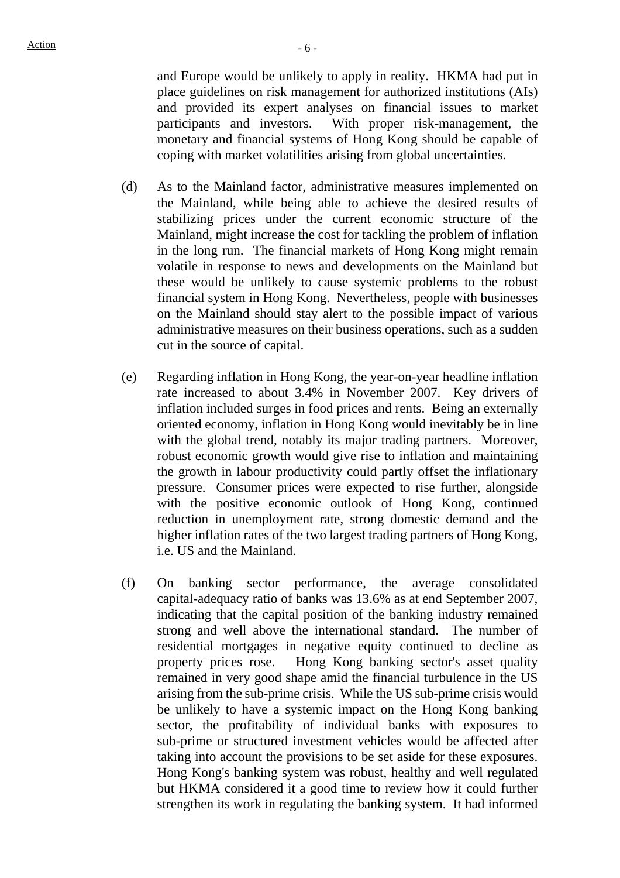and Europe would be unlikely to apply in reality. HKMA had put in place guidelines on risk management for authorized institutions (AIs) and provided its expert analyses on financial issues to market participants and investors. With proper risk-management, the monetary and financial systems of Hong Kong should be capable of coping with market volatilities arising from global uncertainties.

(d) As to the Mainland factor, administrative measures implemented on the Mainland, while being able to achieve the desired results of stabilizing prices under the current economic structure of the Mainland, might increase the cost for tackling the problem of inflation in the long run. The financial markets of Hong Kong might remain volatile in response to news and developments on the Mainland but these would be unlikely to cause systemic problems to the robust financial system in Hong Kong. Nevertheless, people with businesses on the Mainland should stay alert to the possible impact of various administrative measures on their business operations, such as a sudden cut in the source of capital.

(e) Regarding inflation in Hong Kong, the year-on-year headline inflation rate increased to about 3.4% in November 2007. Key drivers of inflation included surges in food prices and rents. Being an externally oriented economy, inflation in Hong Kong would inevitably be in line with the global trend, notably its major trading partners. Moreover, robust economic growth would give rise to inflation and maintaining the growth in labour productivity could partly offset the inflationary pressure. Consumer prices were expected to rise further, alongside with the positive economic outlook of Hong Kong, continued reduction in unemployment rate, strong domestic demand and the higher inflation rates of the two largest trading partners of Hong Kong, i.e. US and the Mainland.

(f) On banking sector performance, the average consolidated capital-adequacy ratio of banks was 13.6% as at end September 2007, indicating that the capital position of the banking industry remained strong and well above the international standard. The number of residential mortgages in negative equity continued to decline as property prices rose. Hong Kong banking sector's asset quality remained in very good shape amid the financial turbulence in the US arising from the sub-prime crisis. While the US sub-prime crisis would be unlikely to have a systemic impact on the Hong Kong banking sector, the profitability of individual banks with exposures to sub-prime or structured investment vehicles would be affected after taking into account the provisions to be set aside for these exposures. Hong Kong's banking system was robust, healthy and well regulated but HKMA considered it a good time to review how it could further strengthen its work in regulating the banking system. It had informed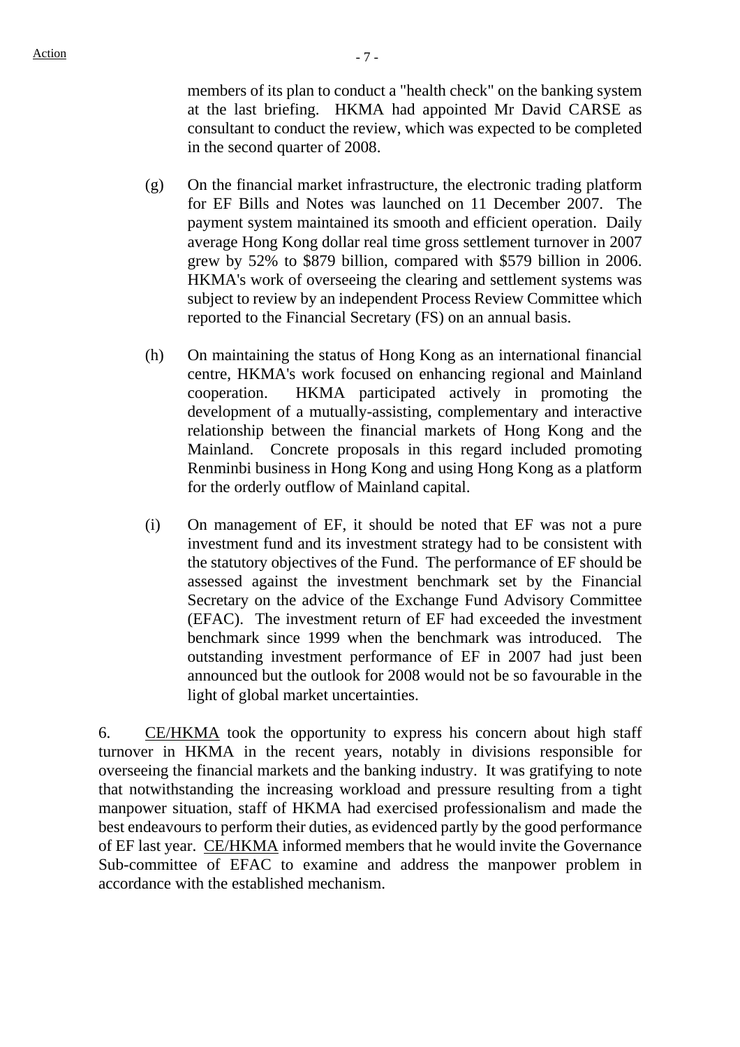members of its plan to conduct a "health check" on the banking system at the last briefing. HKMA had appointed Mr David CARSE as consultant to conduct the review, which was expected to be completed in the second quarter of 2008.

(g) On the financial market infrastructure, the electronic trading platform for EF Bills and Notes was launched on 11 December 2007. The payment system maintained its smooth and efficient operation. Daily average Hong Kong dollar real time gross settlement turnover in 2007 grew by 52% to $879 billion, compared with $579 billion in 2006. HKMA's work of overseeing the clearing and settlement systems was subject to review by an independent Process Review Committee which reported to the Financial Secretary (FS) on an annual basis.

(h) On maintaining the status of Hong Kong as an international financial centre, HKMA's work focused on enhancing regional and Mainland cooperation. HKMA participated actively in promoting the development of a mutually-assisting, complementary and interactive relationship between the financial markets of Hong Kong and the Mainland. Concrete proposals in this regard included promoting Renminbi business in Hong Kong and using Hong Kong as a platform for the orderly outflow of Mainland capital.

(i) On management of EF, it should be noted that EF was not a pure investment fund and its investment strategy had to be consistent with the statutory objectives of the Fund. The performance of EF should be assessed against the investment benchmark set by the Financial Secretary on the advice of the Exchange Fund Advisory Committee (EFAC). The investment return of EF had exceeded the investment benchmark since 1999 when the benchmark was introduced. The outstanding investment performance of EF in 2007 had just been announced but the outlook for 2008 would not be so favourable in the light of global market uncertainties.

6. CE/HKMA took the opportunity to express his concern about high staff turnover in HKMA in the recent years, notably in divisions responsible for overseeing the financial markets and the banking industry. It was gratifying to note that notwithstanding the increasing workload and pressure resulting from a tight manpower situation, staff of HKMA had exercised professionalism and made the best endeavours to perform their duties, as evidenced partly by the good performance of EF last year. CE/HKMA informed members that he would invite the Governance Sub-committee of EFAC to examine and address the manpower problem in accordance with the established mechanism.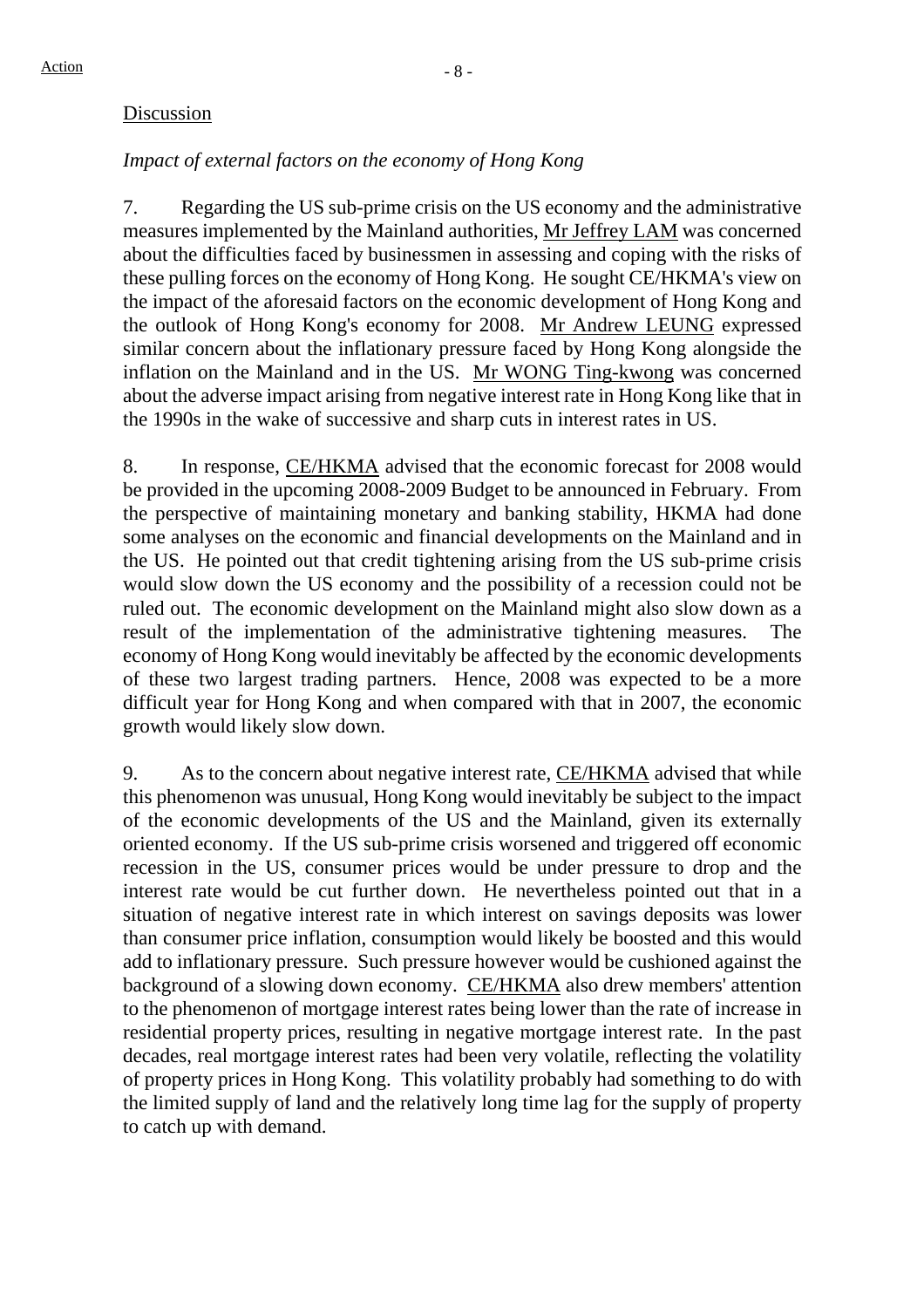Discussion

*Impact of external factors on the economy of Hong Kong*

7. Regarding the US sub-prime crisis on the US economy and the administrative measures implemented by the Mainland authorities, Mr Jeffrey LAM was concerned about the difficulties faced by businessmen in assessing and coping with the risks of these pulling forces on the economy of Hong Kong. He sought CE/HKMA's view on the impact of the aforesaid factors on the economic development of Hong Kong and the outlook of Hong Kong's economy for 2008. Mr Andrew LEUNG expressed similar concern about the inflationary pressure faced by Hong Kong alongside the inflation on the Mainland and in the US. Mr WONG Ting-kwong was concerned about the adverse impact arising from negative interest rate in Hong Kong like that in the 1990s in the wake of successive and sharp cuts in interest rates in US.

8. In response, CE/HKMA advised that the economic forecast for 2008 would be provided in the upcoming 2008-2009 Budget to be announced in February. From the perspective of maintaining monetary and banking stability, HKMA had done some analyses on the economic and financial developments on the Mainland and in the US. He pointed out that credit tightening arising from the US sub-prime crisis would slow down the US economy and the possibility of a recession could not be ruled out. The economic development on the Mainland might also slow down as a result of the implementation of the administrative tightening measures. The economy of Hong Kong would inevitably be affected by the economic developments of these two largest trading partners. Hence, 2008 was expected to be a more difficult year for Hong Kong and when compared with that in 2007, the economic growth would likely slow down.

9. As to the concern about negative interest rate, CE/HKMA advised that while this phenomenon was unusual, Hong Kong would inevitably be subject to the impact of the economic developments of the US and the Mainland, given its externally oriented economy. If the US sub-prime crisis worsened and triggered off economic recession in the US, consumer prices would be under pressure to drop and the interest rate would be cut further down. He nevertheless pointed out that in a situation of negative interest rate in which interest on savings deposits was lower than consumer price inflation, consumption would likely be boosted and this would add to inflationary pressure. Such pressure however would be cushioned against the background of a slowing down economy. CE/HKMA also drew members' attention to the phenomenon of mortgage interest rates being lower than the rate of increase in residential property prices, resulting in negative mortgage interest rate. In the past decades, real mortgage interest rates had been very volatile, reflecting the volatility of property prices in Hong Kong. This volatility probably had something to do with the limited supply of land and the relatively long time lag for the supply of property to catch up with demand.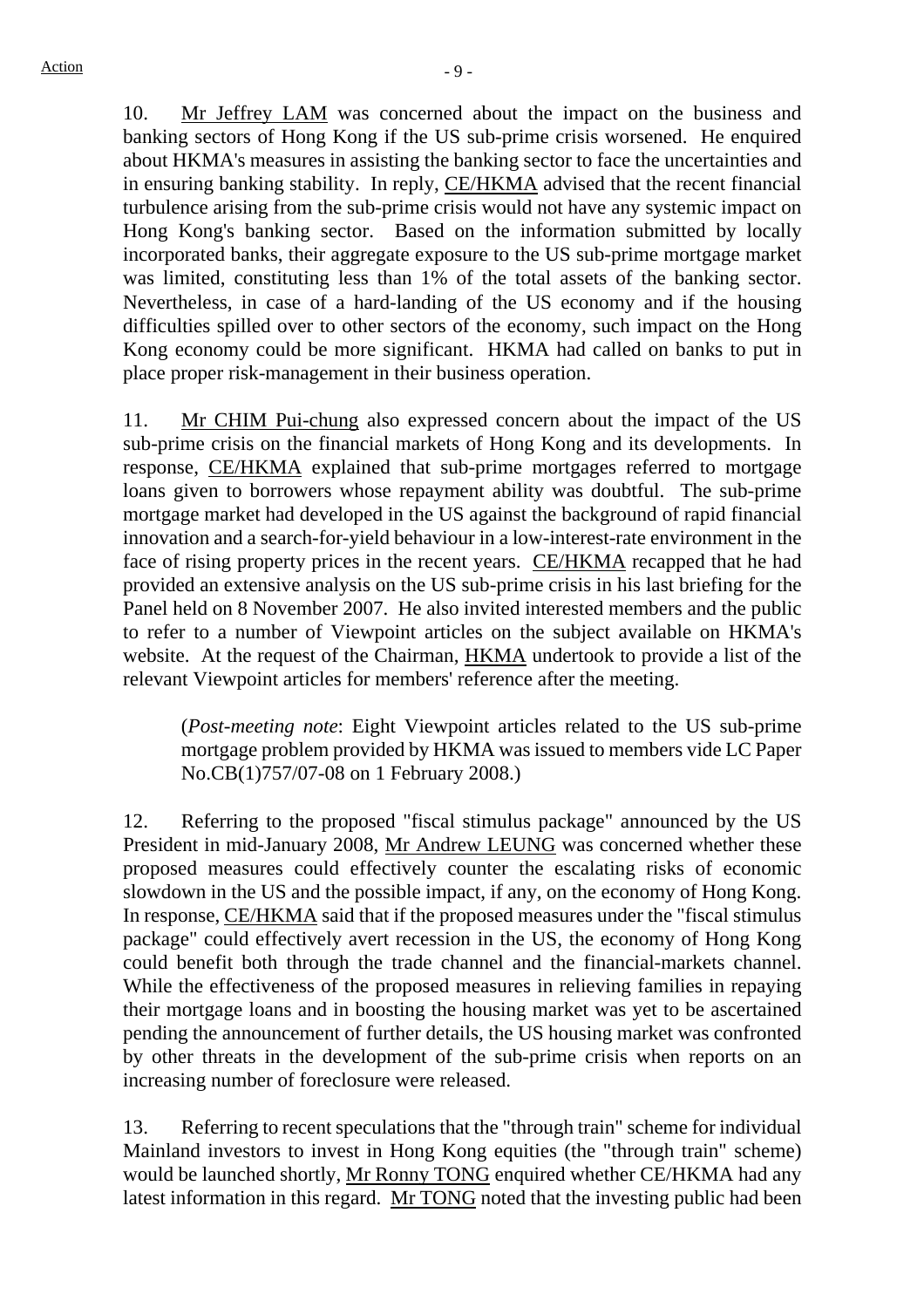10. Mr Jeffrey LAM was concerned about the impact on the business and banking sectors of Hong Kong if the US sub-prime crisis worsened. He enquired about HKMA's measures in assisting the banking sector to face the uncertainties and in ensuring banking stability. In reply, CE/HKMA advised that the recent financial turbulence arising from the sub-prime crisis would not have any systemic impact on Hong Kong's banking sector. Based on the information submitted by locally incorporated banks, their aggregate exposure to the US sub-prime mortgage market was limited, constituting less than 1% of the total assets of the banking sector. Nevertheless, in case of a hard-landing of the US economy and if the housing difficulties spilled over to other sectors of the economy, such impact on the Hong Kong economy could be more significant. HKMA had called on banks to put in place proper risk-management in their business operation.

11. Mr CHIM Pui-chung also expressed concern about the impact of the US sub-prime crisis on the financial markets of Hong Kong and its developments. In response, CE/HKMA explained that sub-prime mortgages referred to mortgage loans given to borrowers whose repayment ability was doubtful. The sub-prime mortgage market had developed in the US against the background of rapid financial innovation and a search-for-yield behaviour in a low-interest-rate environment in the face of rising property prices in the recent years. CE/HKMA recapped that he had provided an extensive analysis on the US sub-prime crisis in his last briefing for the Panel held on 8 November 2007. He also invited interested members and the public to refer to a number of Viewpoint articles on the subject available on HKMA's website. At the request of the Chairman, HKMA undertook to provide a list of the relevant Viewpoint articles for members' reference after the meeting.

> (*Post-meeting note*: Eight Viewpoint articles related to the US sub-prime mortgage problem provided by HKMA was issued to members vide LC Paper No.CB(1)757/07-08 on 1 February 2008.)

12. Referring to the proposed "fiscal stimulus package" announced by the US President in mid-January 2008, Mr Andrew LEUNG was concerned whether these proposed measures could effectively counter the escalating risks of economic slowdown in the US and the possible impact, if any, on the economy of Hong Kong. In response, CE/HKMA said that if the proposed measures under the "fiscal stimulus package" could effectively avert recession in the US, the economy of Hong Kong could benefit both through the trade channel and the financial-markets channel. While the effectiveness of the proposed measures in relieving families in repaying their mortgage loans and in boosting the housing market was yet to be ascertained pending the announcement of further details, the US housing market was confronted by other threats in the development of the sub-prime crisis when reports on an increasing number of foreclosure were released.

13. Referring to recent speculations that the "through train" scheme for individual Mainland investors to invest in Hong Kong equities (the "through train" scheme) would be launched shortly, Mr Ronny TONG enquired whether CE/HKMA had any latest information in this regard. Mr TONG noted that the investing public had been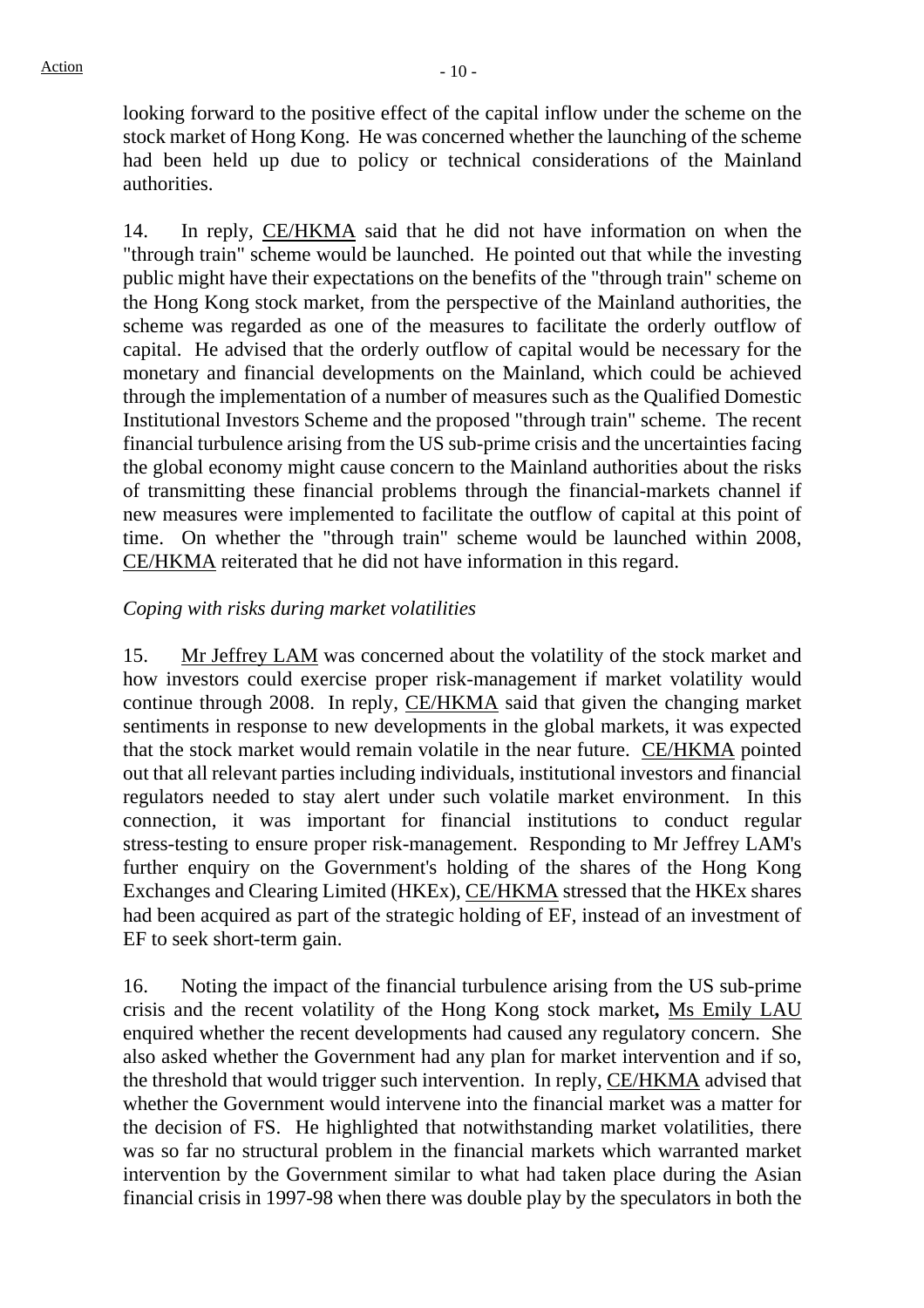looking forward to the positive effect of the capital inflow under the scheme on the stock market of Hong Kong. He was concerned whether the launching of the scheme had been held up due to policy or technical considerations of the Mainland authorities.

14. In reply, CE/HKMA said that he did not have information on when the "through train" scheme would be launched. He pointed out that while the investing public might have their expectations on the benefits of the "through train" scheme on the Hong Kong stock market, from the perspective of the Mainland authorities, the scheme was regarded as one of the measures to facilitate the orderly outflow of capital. He advised that the orderly outflow of capital would be necessary for the monetary and financial developments on the Mainland, which could be achieved through the implementation of a number of measures such as the Qualified Domestic Institutional Investors Scheme and the proposed "through train" scheme. The recent financial turbulence arising from the US sub-prime crisis and the uncertainties facing the global economy might cause concern to the Mainland authorities about the risks of transmitting these financial problems through the financial-markets channel if new measures were implemented to facilitate the outflow of capital at this point of time. On whether the "through train" scheme would be launched within 2008, CE/HKMA reiterated that he did not have information in this regard.

*Coping with risks during market volatilities*

15. Mr Jeffrey LAM was concerned about the volatility of the stock market and how investors could exercise proper risk-management if market volatility would continue through 2008. In reply, CE/HKMA said that given the changing market sentiments in response to new developments in the global markets, it was expected that the stock market would remain volatile in the near future. CE/HKMA pointed out that all relevant parties including individuals, institutional investors and financial regulators needed to stay alert under such volatile market environment. In this connection, it was important for financial institutions to conduct regular stress-testing to ensure proper risk-management. Responding to Mr Jeffrey LAM's further enquiry on the Government's holding of the shares of the Hong Kong Exchanges and Clearing Limited (HKEx), CE/HKMA stressed that the HKEx shares had been acquired as part of the strategic holding of EF, instead of an investment of EF to seek short-term gain.

16. Noting the impact of the financial turbulence arising from the US sub-prime crisis and the recent volatility of the Hong Kong stock market, Ms Emily LAU enquired whether the recent developments had caused any regulatory concern. She also asked whether the Government had any plan for market intervention and if so, the threshold that would trigger such intervention. In reply, CE/HKMA advised that whether the Government would intervene into the financial market was a matter for the decision of FS. He highlighted that notwithstanding market volatilities, there was so far no structural problem in the financial markets which warranted market intervention by the Government similar to what had taken place during the Asian financial crisis in 1997-98 when there was double play by the speculators in both the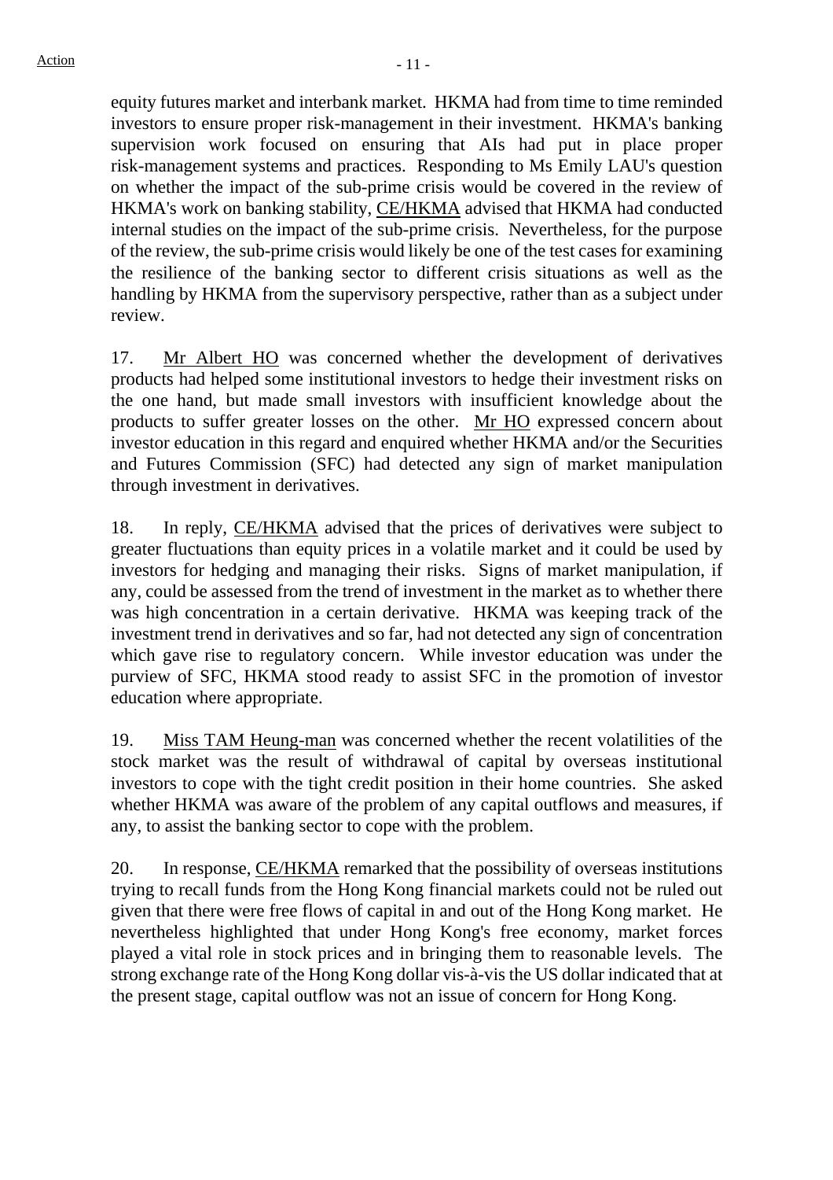equity futures market and interbank market. HKMA had from time to time reminded investors to ensure proper risk-management in their investment. HKMA's banking supervision work focused on ensuring that AIs had put in place proper risk-management systems and practices. Responding to Ms Emily LAU's question on whether the impact of the sub-prime crisis would be covered in the review of HKMA's work on banking stability, CE/HKMA advised that HKMA had conducted internal studies on the impact of the sub-prime crisis. Nevertheless, for the purpose of the review, the sub-prime crisis would likely be one of the test cases for examining the resilience of the banking sector to different crisis situations as well as the handling by HKMA from the supervisory perspective, rather than as a subject under review.

17. Mr Albert HO was concerned whether the development of derivatives products had helped some institutional investors to hedge their investment risks on the one hand, but made small investors with insufficient knowledge about the products to suffer greater losses on the other. Mr HO expressed concern about investor education in this regard and enquired whether HKMA and/or the Securities and Futures Commission (SFC) had detected any sign of market manipulation through investment in derivatives.

18. In reply, CE/HKMA advised that the prices of derivatives were subject to greater fluctuations than equity prices in a volatile market and it could be used by investors for hedging and managing their risks. Signs of market manipulation, if any, could be assessed from the trend of investment in the market as to whether there was high concentration in a certain derivative. HKMA was keeping track of the investment trend in derivatives and so far, had not detected any sign of concentration which gave rise to regulatory concern. While investor education was under the purview of SFC, HKMA stood ready to assist SFC in the promotion of investor education where appropriate.

19. Miss TAM Heung-man was concerned whether the recent volatilities of the stock market was the result of withdrawal of capital by overseas institutional investors to cope with the tight credit position in their home countries. She asked whether HKMA was aware of the problem of any capital outflows and measures, if any, to assist the banking sector to cope with the problem.

20. In response, CE/HKMA remarked that the possibility of overseas institutions trying to recall funds from the Hong Kong financial markets could not be ruled out given that there were free flows of capital in and out of the Hong Kong market. He nevertheless highlighted that under Hong Kong's free economy, market forces played a vital role in stock prices and in bringing them to reasonable levels. The strong exchange rate of the Hong Kong dollar vis-à-vis the US dollar indicated that at the present stage, capital outflow was not an issue of concern for Hong Kong.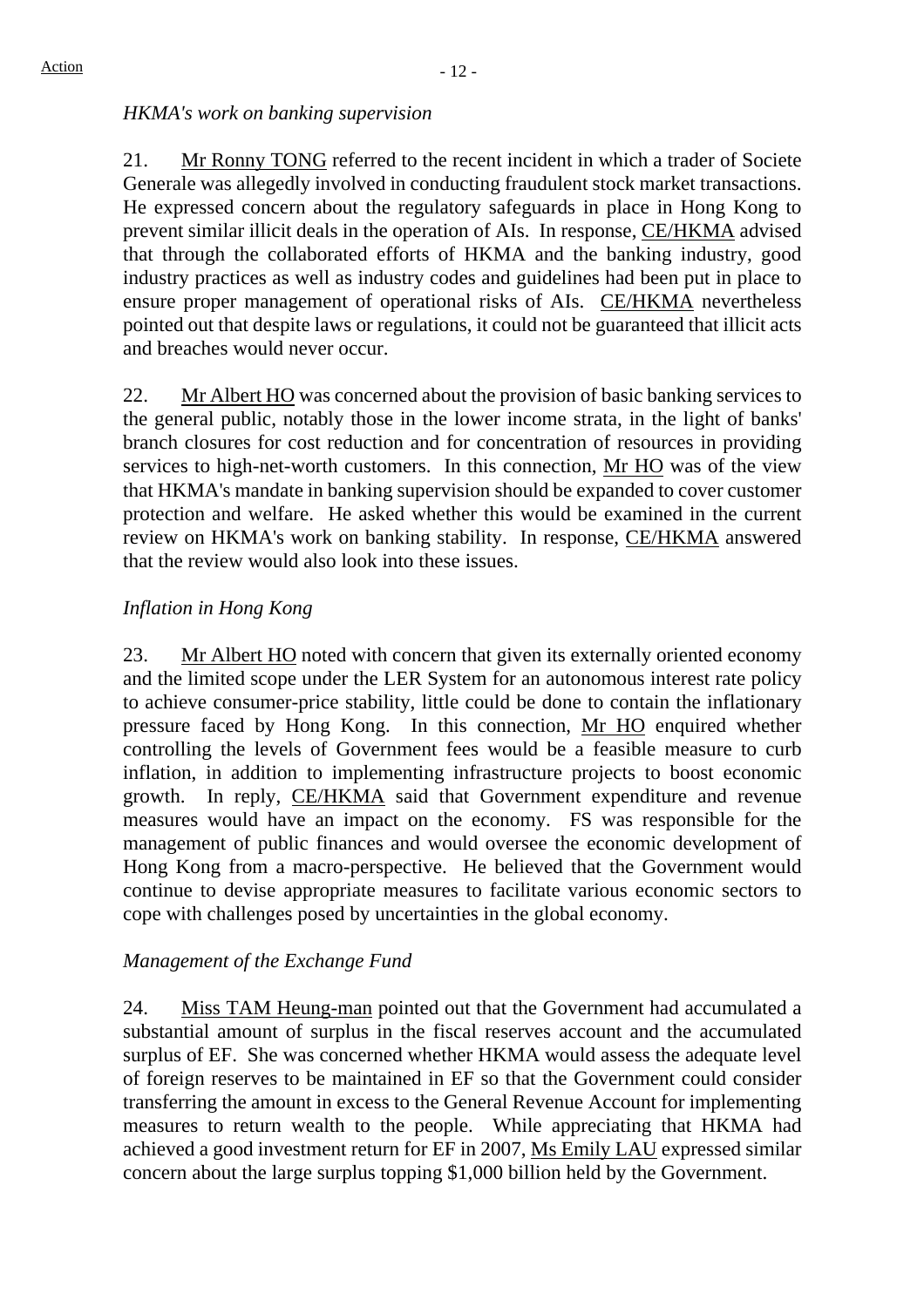*HKMA's work on banking supervision*

21. Mr Ronny TONG referred to the recent incident in which a trader of Societe Generale was allegedly involved in conducting fraudulent stock market transactions. He expressed concern about the regulatory safeguards in place in Hong Kong to prevent similar illicit deals in the operation of AIs. In response, CE/HKMA advised that through the collaborated efforts of HKMA and the banking industry, good industry practices as well as industry codes and guidelines had been put in place to ensure proper management of operational risks of AIs. CE/HKMA nevertheless pointed out that despite laws or regulations, it could not be guaranteed that illicit acts and breaches would never occur.

22. Mr Albert HO was concerned about the provision of basic banking services to the general public, notably those in the lower income strata, in the light of banks' branch closures for cost reduction and for concentration of resources in providing services to high-net-worth customers. In this connection, Mr HO was of the view that HKMA's mandate in banking supervision should be expanded to cover customer protection and welfare. He asked whether this would be examined in the current review on HKMA's work on banking stability. In response, CE/HKMA answered that the review would also look into these issues.

*Inflation in Hong Kong*

23. Mr Albert HO noted with concern that given its externally oriented economy and the limited scope under the LER System for an autonomous interest rate policy to achieve consumer-price stability, little could be done to contain the inflationary pressure faced by Hong Kong. In this connection, Mr HO enquired whether controlling the levels of Government fees would be a feasible measure to curb inflation, in addition to implementing infrastructure projects to boost economic growth. In reply, CE/HKMA said that Government expenditure and revenue measures would have an impact on the economy. FS was responsible for the management of public finances and would oversee the economic development of Hong Kong from a macro-perspective. He believed that the Government would continue to devise appropriate measures to facilitate various economic sectors to cope with challenges posed by uncertainties in the global economy.

*Management of the Exchange Fund*

24. Miss TAM Heung-man pointed out that the Government had accumulated a substantial amount of surplus in the fiscal reserves account and the accumulated surplus of EF. She was concerned whether HKMA would assess the adequate level of foreign reserves to be maintained in EF so that the Government could consider transferring the amount in excess to the General Revenue Account for implementing measures to return wealth to the people. While appreciating that HKMA had achieved a good investment return for EF in 2007, Ms Emily LAU expressed similar concern about the large surplus topping $1,000 billion held by the Government.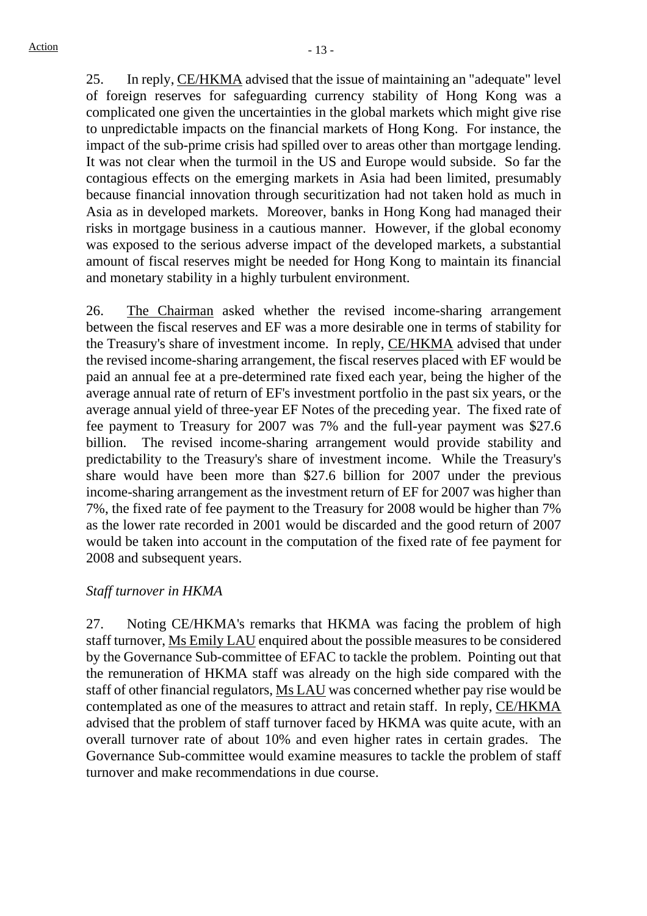25. In reply, CE/HKMA advised that the issue of maintaining an "adequate" level of foreign reserves for safeguarding currency stability of Hong Kong was a complicated one given the uncertainties in the global markets which might give rise to unpredictable impacts on the financial markets of Hong Kong. For instance, the impact of the sub-prime crisis had spilled over to areas other than mortgage lending. It was not clear when the turmoil in the US and Europe would subside. So far the contagious effects on the emerging markets in Asia had been limited, presumably because financial innovation through securitization had not taken hold as much in Asia as in developed markets. Moreover, banks in Hong Kong had managed their risks in mortgage business in a cautious manner. However, if the global economy was exposed to the serious adverse impact of the developed markets, a substantial amount of fiscal reserves might be needed for Hong Kong to maintain its financial and monetary stability in a highly turbulent environment.

26. The Chairman asked whether the revised income-sharing arrangement between the fiscal reserves and EF was a more desirable one in terms of stability for the Treasury's share of investment income. In reply, CE/HKMA advised that under the revised income-sharing arrangement, the fiscal reserves placed with EF would be paid an annual fee at a pre-determined rate fixed each year, being the higher of the average annual rate of return of EF's investment portfolio in the past six years, or the average annual yield of three-year EF Notes of the preceding year. The fixed rate of fee payment to Treasury for 2007 was 7% and the full-year payment was $27.6 billion. The revised income-sharing arrangement would provide stability and predictability to the Treasury's share of investment income. While the Treasury's share would have been more than $27.6 billion for 2007 under the previous income-sharing arrangement as the investment return of EF for 2007 was higher than 7%, the fixed rate of fee payment to the Treasury for 2008 would be higher than 7% as the lower rate recorded in 2001 would be discarded and the good return of 2007 would be taken into account in the computation of the fixed rate of fee payment for 2008 and subsequent years.

*Staff turnover in HKMA*

27. Noting CE/HKMA's remarks that HKMA was facing the problem of high staff turnover, Ms Emily LAU enquired about the possible measures to be considered by the Governance Sub-committee of EFAC to tackle the problem. Pointing out that the remuneration of HKMA staff was already on the high side compared with the staff of other financial regulators, Ms LAU was concerned whether pay rise would be contemplated as one of the measures to attract and retain staff. In reply, CE/HKMA advised that the problem of staff turnover faced by HKMA was quite acute, with an overall turnover rate of about 10% and even higher rates in certain grades. The Governance Sub-committee would examine measures to tackle the problem of staff turnover and make recommendations in due course.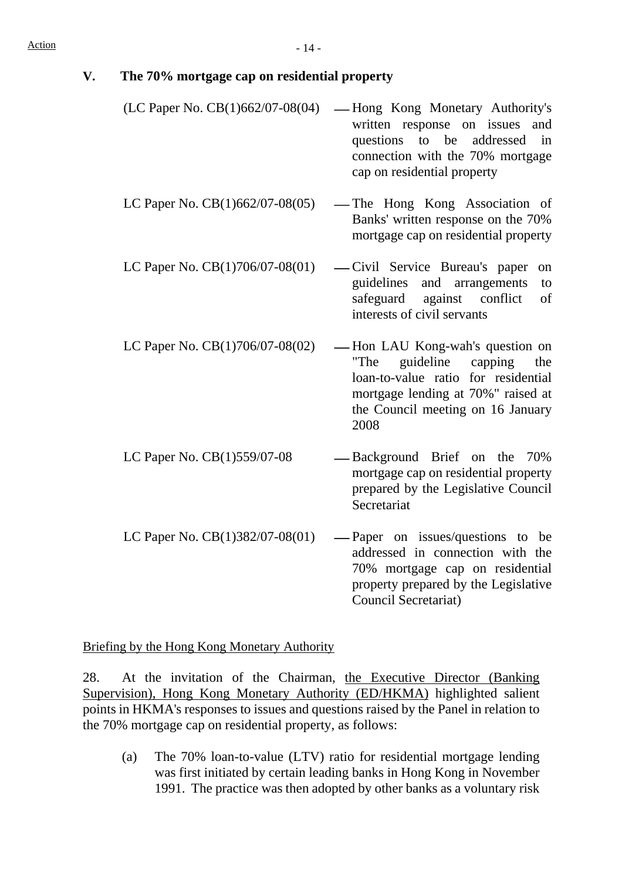## V. The 70% mortgage cap on residential property

| | |
|---|---|
| (LC Paper No. CB(1)662/07-08(04) | — Hong Kong Monetary Authority's written response on issues and questions to be addressed in connection with the 70% mortgage cap on residential property |
| LC Paper No. CB(1)662/07-08(05) | — The Hong Kong Association of Banks' written response on the 70% mortgage cap on residential property |
| LC Paper No. CB(1)706/07-08(01) | — Civil Service Bureau's paper on guidelines and arrangements to safeguard against conflict of interests of civil servants |
| LC Paper No. CB(1)706/07-08(02) | — Hon LAU Kong-wah's question on "The guideline capping the loan-to-value ratio for residential mortgage lending at 70%" raised at the Council meeting on 16 January 2008 |
| LC Paper No. CB(1)559/07-08 | — Background Brief on the 70% mortgage cap on residential property prepared by the Legislative Council Secretariat |
| LC Paper No. CB(1)382/07-08(01) | — Paper on issues/questions to be addressed in connection with the 70% mortgage cap on residential property prepared by the Legislative Council Secretariat) |

Briefing by the Hong Kong Monetary Authority

28. At the invitation of the Chairman, the Executive Director (Banking Supervision), Hong Kong Monetary Authority (ED/HKMA) highlighted salient points in HKMA's responses to issues and questions raised by the Panel in relation to the 70% mortgage cap on residential property, as follows:

(a) The 70% loan-to-value (LTV) ratio for residential mortgage lending was first initiated by certain leading banks in Hong Kong in November 1991. The practice was then adopted by other banks as a voluntary risk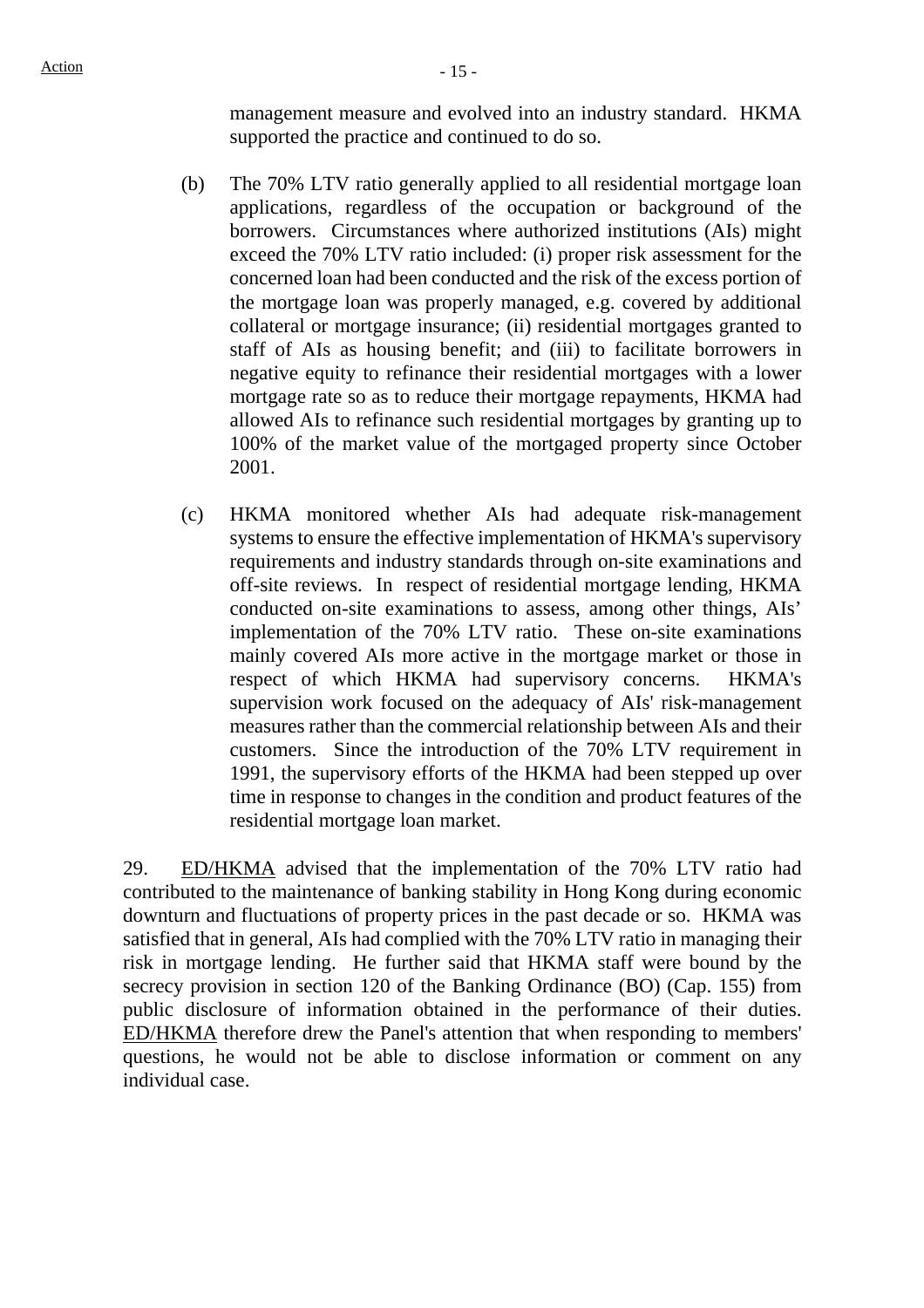management measure and evolved into an industry standard. HKMA supported the practice and continued to do so.

(b) The 70% LTV ratio generally applied to all residential mortgage loan applications, regardless of the occupation or background of the borrowers. Circumstances where authorized institutions (AIs) might exceed the 70% LTV ratio included: (i) proper risk assessment for the concerned loan had been conducted and the risk of the excess portion of the mortgage loan was properly managed, e.g. covered by additional collateral or mortgage insurance; (ii) residential mortgages granted to staff of AIs as housing benefit; and (iii) to facilitate borrowers in negative equity to refinance their residential mortgages with a lower mortgage rate so as to reduce their mortgage repayments, HKMA had allowed AIs to refinance such residential mortgages by granting up to 100% of the market value of the mortgaged property since October 2001.

(c) HKMA monitored whether AIs had adequate risk-management systems to ensure the effective implementation of HKMA's supervisory requirements and industry standards through on-site examinations and off-site reviews. In respect of residential mortgage lending, HKMA conducted on-site examinations to assess, among other things, AIs' implementation of the 70% LTV ratio. These on-site examinations mainly covered AIs more active in the mortgage market or those in respect of which HKMA had supervisory concerns. HKMA's supervision work focused on the adequacy of AIs' risk-management measures rather than the commercial relationship between AIs and their customers. Since the introduction of the 70% LTV requirement in 1991, the supervisory efforts of the HKMA had been stepped up over time in response to changes in the condition and product features of the residential mortgage loan market.

29. ED/HKMA advised that the implementation of the 70% LTV ratio had contributed to the maintenance of banking stability in Hong Kong during economic downturn and fluctuations of property prices in the past decade or so. HKMA was satisfied that in general, AIs had complied with the 70% LTV ratio in managing their risk in mortgage lending. He further said that HKMA staff were bound by the secrecy provision in section 120 of the Banking Ordinance (BO) (Cap. 155) from public disclosure of information obtained in the performance of their duties. ED/HKMA therefore drew the Panel's attention that when responding to members' questions, he would not be able to disclose information or comment on any individual case.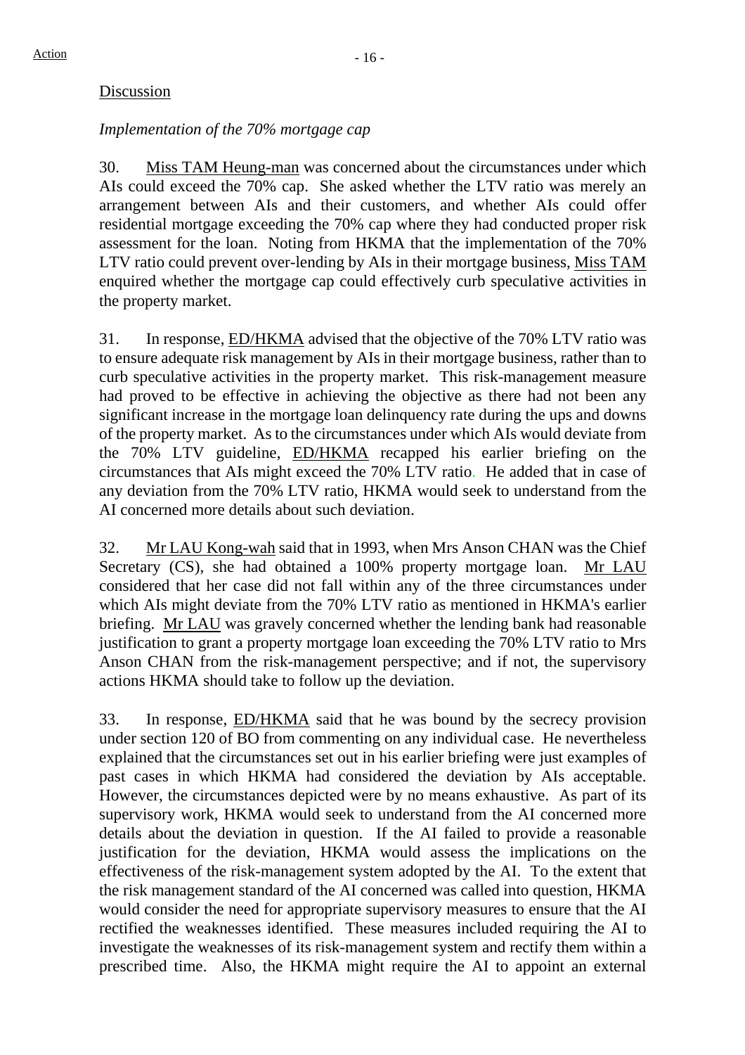Discussion

*Implementation of the 70% mortgage cap*

30. Miss TAM Heung-man was concerned about the circumstances under which AIs could exceed the 70% cap. She asked whether the LTV ratio was merely an arrangement between AIs and their customers, and whether AIs could offer residential mortgage exceeding the 70% cap where they had conducted proper risk assessment for the loan. Noting from HKMA that the implementation of the 70% LTV ratio could prevent over-lending by AIs in their mortgage business, Miss TAM enquired whether the mortgage cap could effectively curb speculative activities in the property market.

31. In response, ED/HKMA advised that the objective of the 70% LTV ratio was to ensure adequate risk management by AIs in their mortgage business, rather than to curb speculative activities in the property market. This risk-management measure had proved to be effective in achieving the objective as there had not been any significant increase in the mortgage loan delinquency rate during the ups and downs of the property market. As to the circumstances under which AIs would deviate from the 70% LTV guideline, ED/HKMA recapped his earlier briefing on the circumstances that AIs might exceed the 70% LTV ratio. He added that in case of any deviation from the 70% LTV ratio, HKMA would seek to understand from the AI concerned more details about such deviation.

32. Mr LAU Kong-wah said that in 1993, when Mrs Anson CHAN was the Chief Secretary (CS), she had obtained a 100% property mortgage loan. Mr LAU considered that her case did not fall within any of the three circumstances under which AIs might deviate from the 70% LTV ratio as mentioned in HKMA's earlier briefing. Mr LAU was gravely concerned whether the lending bank had reasonable justification to grant a property mortgage loan exceeding the 70% LTV ratio to Mrs Anson CHAN from the risk-management perspective; and if not, the supervisory actions HKMA should take to follow up the deviation.

33. In response, ED/HKMA said that he was bound by the secrecy provision under section 120 of BO from commenting on any individual case. He nevertheless explained that the circumstances set out in his earlier briefing were just examples of past cases in which HKMA had considered the deviation by AIs acceptable. However, the circumstances depicted were by no means exhaustive. As part of its supervisory work, HKMA would seek to understand from the AI concerned more details about the deviation in question. If the AI failed to provide a reasonable justification for the deviation, HKMA would assess the implications on the effectiveness of the risk-management system adopted by the AI. To the extent that the risk management standard of the AI concerned was called into question, HKMA would consider the need for appropriate supervisory measures to ensure that the AI rectified the weaknesses identified. These measures included requiring the AI to investigate the weaknesses of its risk-management system and rectify them within a prescribed time. Also, the HKMA might require the AI to appoint an external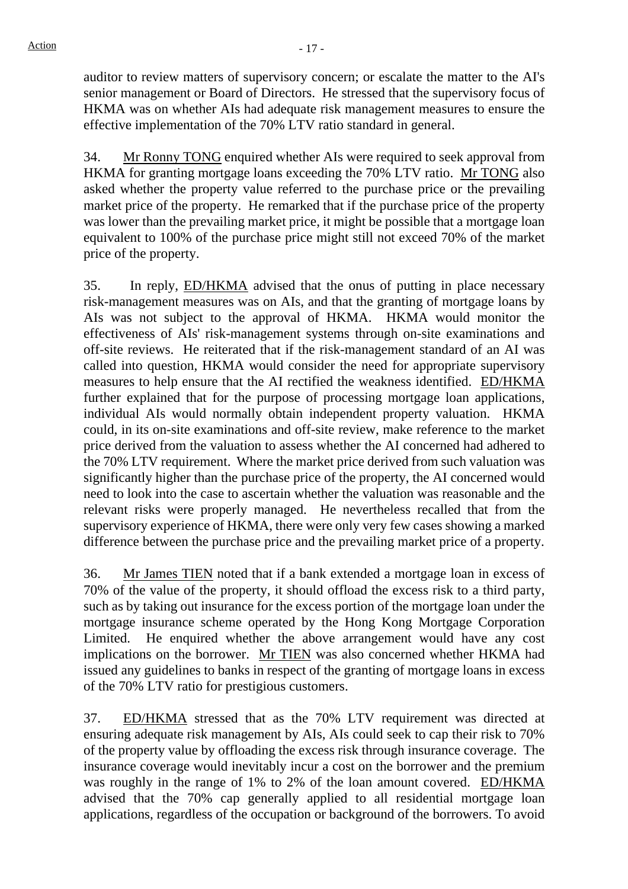auditor to review matters of supervisory concern; or escalate the matter to the AI's senior management or Board of Directors. He stressed that the supervisory focus of HKMA was on whether AIs had adequate risk management measures to ensure the effective implementation of the 70% LTV ratio standard in general.

34. Mr Ronny TONG enquired whether AIs were required to seek approval from HKMA for granting mortgage loans exceeding the 70% LTV ratio. Mr TONG also asked whether the property value referred to the purchase price or the prevailing market price of the property. He remarked that if the purchase price of the property was lower than the prevailing market price, it might be possible that a mortgage loan equivalent to 100% of the purchase price might still not exceed 70% of the market price of the property.

35. In reply, ED/HKMA advised that the onus of putting in place necessary risk-management measures was on AIs, and that the granting of mortgage loans by AIs was not subject to the approval of HKMA. HKMA would monitor the effectiveness of AIs' risk-management systems through on-site examinations and off-site reviews. He reiterated that if the risk-management standard of an AI was called into question, HKMA would consider the need for appropriate supervisory measures to help ensure that the AI rectified the weakness identified. ED/HKMA further explained that for the purpose of processing mortgage loan applications, individual AIs would normally obtain independent property valuation. HKMA could, in its on-site examinations and off-site review, make reference to the market price derived from the valuation to assess whether the AI concerned had adhered to the 70% LTV requirement. Where the market price derived from such valuation was significantly higher than the purchase price of the property, the AI concerned would need to look into the case to ascertain whether the valuation was reasonable and the relevant risks were properly managed. He nevertheless recalled that from the supervisory experience of HKMA, there were only very few cases showing a marked difference between the purchase price and the prevailing market price of a property.

36. Mr James TIEN noted that if a bank extended a mortgage loan in excess of 70% of the value of the property, it should offload the excess risk to a third party, such as by taking out insurance for the excess portion of the mortgage loan under the mortgage insurance scheme operated by the Hong Kong Mortgage Corporation Limited. He enquired whether the above arrangement would have any cost implications on the borrower. Mr TIEN was also concerned whether HKMA had issued any guidelines to banks in respect of the granting of mortgage loans in excess of the 70% LTV ratio for prestigious customers.

37. ED/HKMA stressed that as the 70% LTV requirement was directed at ensuring adequate risk management by AIs, AIs could seek to cap their risk to 70% of the property value by offloading the excess risk through insurance coverage. The insurance coverage would inevitably incur a cost on the borrower and the premium was roughly in the range of 1% to 2% of the loan amount covered. ED/HKMA advised that the 70% cap generally applied to all residential mortgage loan applications, regardless of the occupation or background of the borrowers. To avoid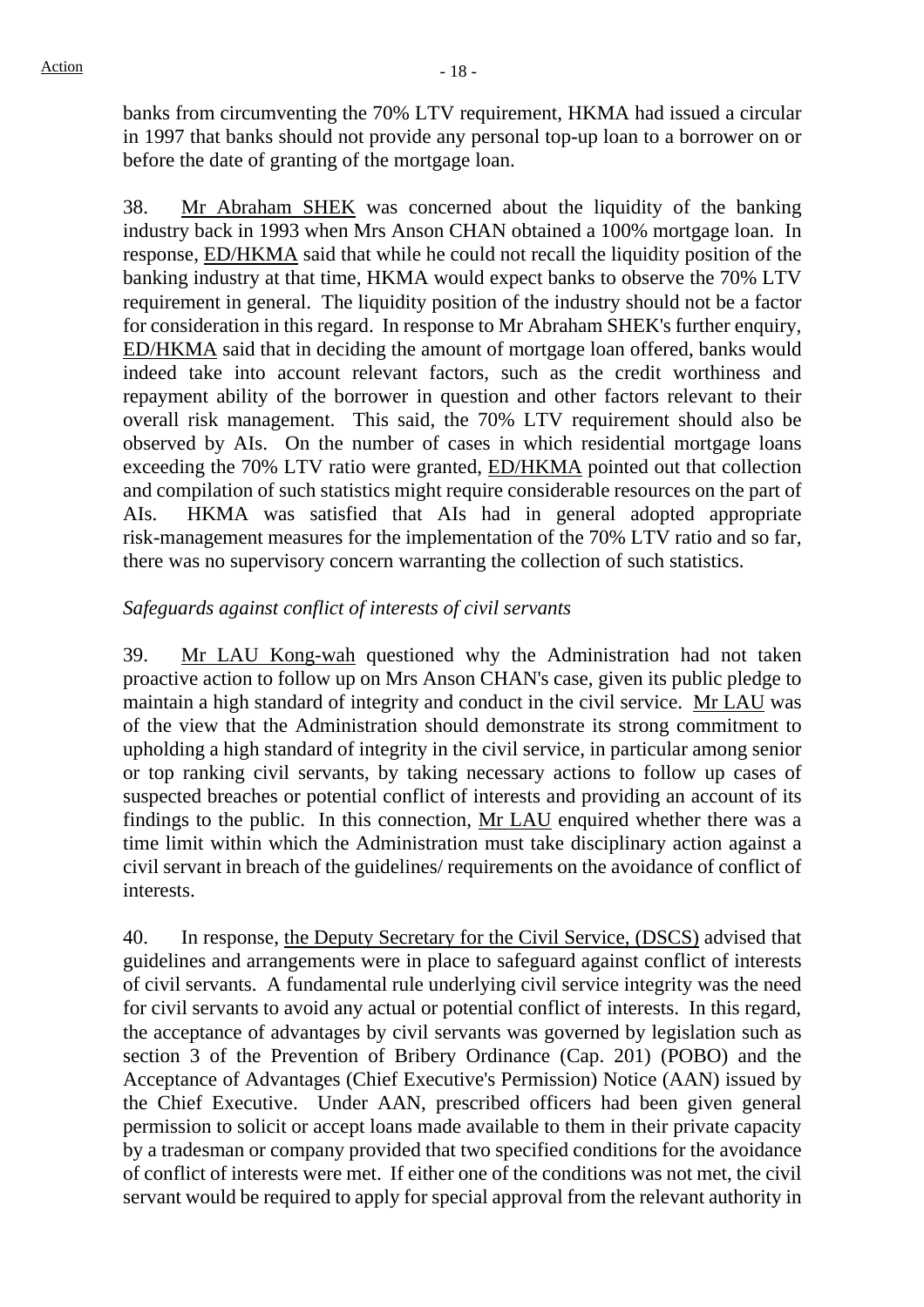banks from circumventing the 70% LTV requirement, HKMA had issued a circular in 1997 that banks should not provide any personal top-up loan to a borrower on or before the date of granting of the mortgage loan.

38. Mr Abraham SHEK was concerned about the liquidity of the banking industry back in 1993 when Mrs Anson CHAN obtained a 100% mortgage loan. In response, ED/HKMA said that while he could not recall the liquidity position of the banking industry at that time, HKMA would expect banks to observe the 70% LTV requirement in general. The liquidity position of the industry should not be a factor for consideration in this regard. In response to Mr Abraham SHEK's further enquiry, ED/HKMA said that in deciding the amount of mortgage loan offered, banks would indeed take into account relevant factors, such as the credit worthiness and repayment ability of the borrower in question and other factors relevant to their overall risk management. This said, the 70% LTV requirement should also be observed by AIs. On the number of cases in which residential mortgage loans exceeding the 70% LTV ratio were granted, ED/HKMA pointed out that collection and compilation of such statistics might require considerable resources on the part of AIs. HKMA was satisfied that AIs had in general adopted appropriate risk-management measures for the implementation of the 70% LTV ratio and so far, there was no supervisory concern warranting the collection of such statistics.

*Safeguards against conflict of interests of civil servants*

39. Mr LAU Kong-wah questioned why the Administration had not taken proactive action to follow up on Mrs Anson CHAN's case, given its public pledge to maintain a high standard of integrity and conduct in the civil service. Mr LAU was of the view that the Administration should demonstrate its strong commitment to upholding a high standard of integrity in the civil service, in particular among senior or top ranking civil servants, by taking necessary actions to follow up cases of suspected breaches or potential conflict of interests and providing an account of its findings to the public. In this connection, Mr LAU enquired whether there was a time limit within which the Administration must take disciplinary action against a civil servant in breach of the guidelines/ requirements on the avoidance of conflict of interests.

40. In response, the Deputy Secretary for the Civil Service, (DSCS) advised that guidelines and arrangements were in place to safeguard against conflict of interests of civil servants. A fundamental rule underlying civil service integrity was the need for civil servants to avoid any actual or potential conflict of interests. In this regard, the acceptance of advantages by civil servants was governed by legislation such as section 3 of the Prevention of Bribery Ordinance (Cap. 201) (POBO) and the Acceptance of Advantages (Chief Executive's Permission) Notice (AAN) issued by the Chief Executive. Under AAN, prescribed officers had been given general permission to solicit or accept loans made available to them in their private capacity by a tradesman or company provided that two specified conditions for the avoidance of conflict of interests were met. If either one of the conditions was not met, the civil servant would be required to apply for special approval from the relevant authority in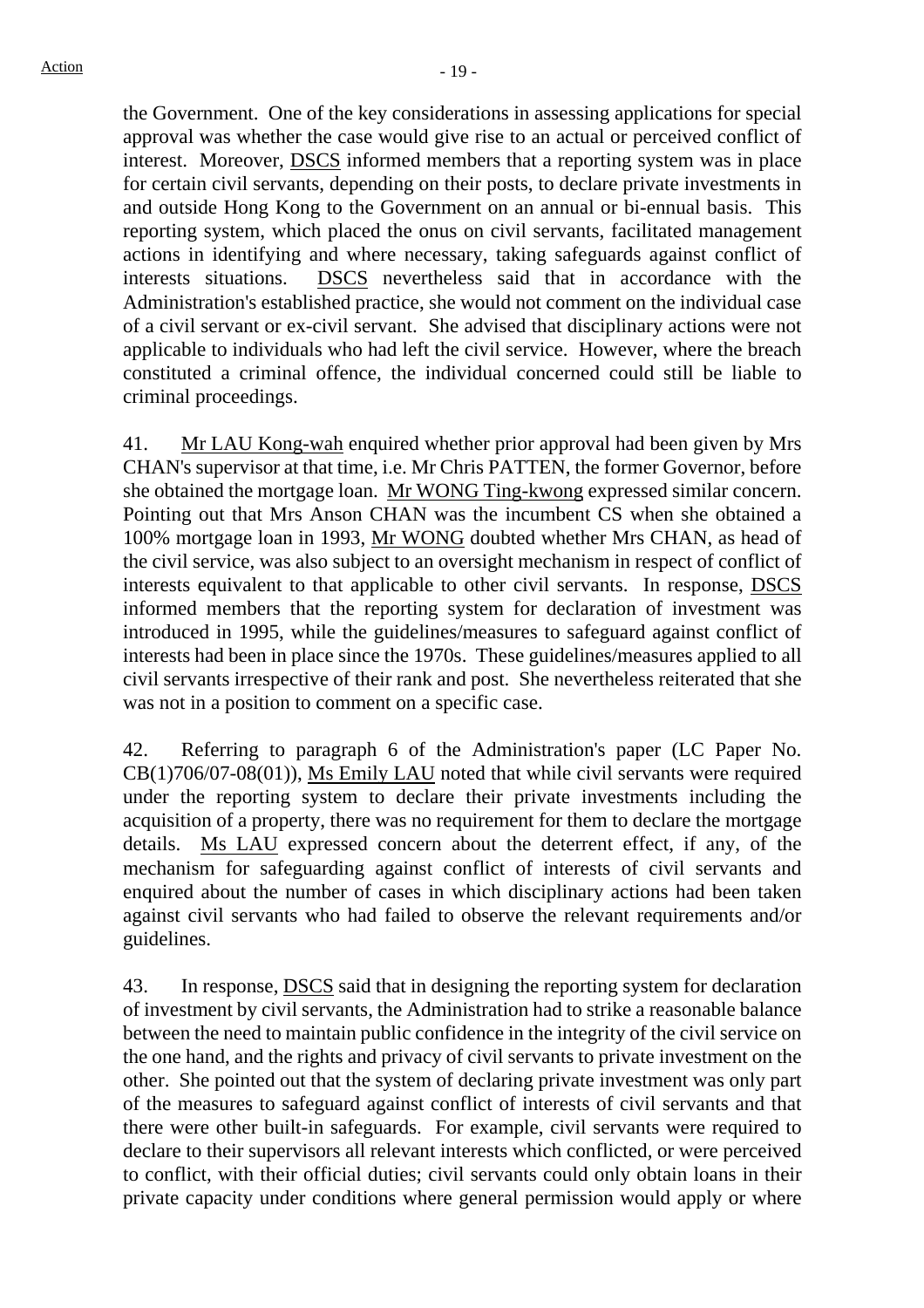the Government. One of the key considerations in assessing applications for special approval was whether the case would give rise to an actual or perceived conflict of interest. Moreover, DSCS informed members that a reporting system was in place for certain civil servants, depending on their posts, to declare private investments in and outside Hong Kong to the Government on an annual or bi-ennual basis. This reporting system, which placed the onus on civil servants, facilitated management actions in identifying and where necessary, taking safeguards against conflict of interests situations. DSCS nevertheless said that in accordance with the Administration's established practice, she would not comment on the individual case of a civil servant or ex-civil servant. She advised that disciplinary actions were not applicable to individuals who had left the civil service. However, where the breach constituted a criminal offence, the individual concerned could still be liable to criminal proceedings.

41. Mr LAU Kong-wah enquired whether prior approval had been given by Mrs CHAN's supervisor at that time, i.e. Mr Chris PATTEN, the former Governor, before she obtained the mortgage loan. Mr WONG Ting-kwong expressed similar concern. Pointing out that Mrs Anson CHAN was the incumbent CS when she obtained a 100% mortgage loan in 1993, Mr WONG doubted whether Mrs CHAN, as head of the civil service, was also subject to an oversight mechanism in respect of conflict of interests equivalent to that applicable to other civil servants. In response, DSCS informed members that the reporting system for declaration of investment was introduced in 1995, while the guidelines/measures to safeguard against conflict of interests had been in place since the 1970s. These guidelines/measures applied to all civil servants irrespective of their rank and post. She nevertheless reiterated that she was not in a position to comment on a specific case.

42. Referring to paragraph 6 of the Administration's paper (LC Paper No. CB(1)706/07-08(01)), Ms Emily LAU noted that while civil servants were required under the reporting system to declare their private investments including the acquisition of a property, there was no requirement for them to declare the mortgage details. Ms LAU expressed concern about the deterrent effect, if any, of the mechanism for safeguarding against conflict of interests of civil servants and enquired about the number of cases in which disciplinary actions had been taken against civil servants who had failed to observe the relevant requirements and/or guidelines.

43. In response, DSCS said that in designing the reporting system for declaration of investment by civil servants, the Administration had to strike a reasonable balance between the need to maintain public confidence in the integrity of the civil service on the one hand, and the rights and privacy of civil servants to private investment on the other. She pointed out that the system of declaring private investment was only part of the measures to safeguard against conflict of interests of civil servants and that there were other built-in safeguards. For example, civil servants were required to declare to their supervisors all relevant interests which conflicted, or were perceived to conflict, with their official duties; civil servants could only obtain loans in their private capacity under conditions where general permission would apply or where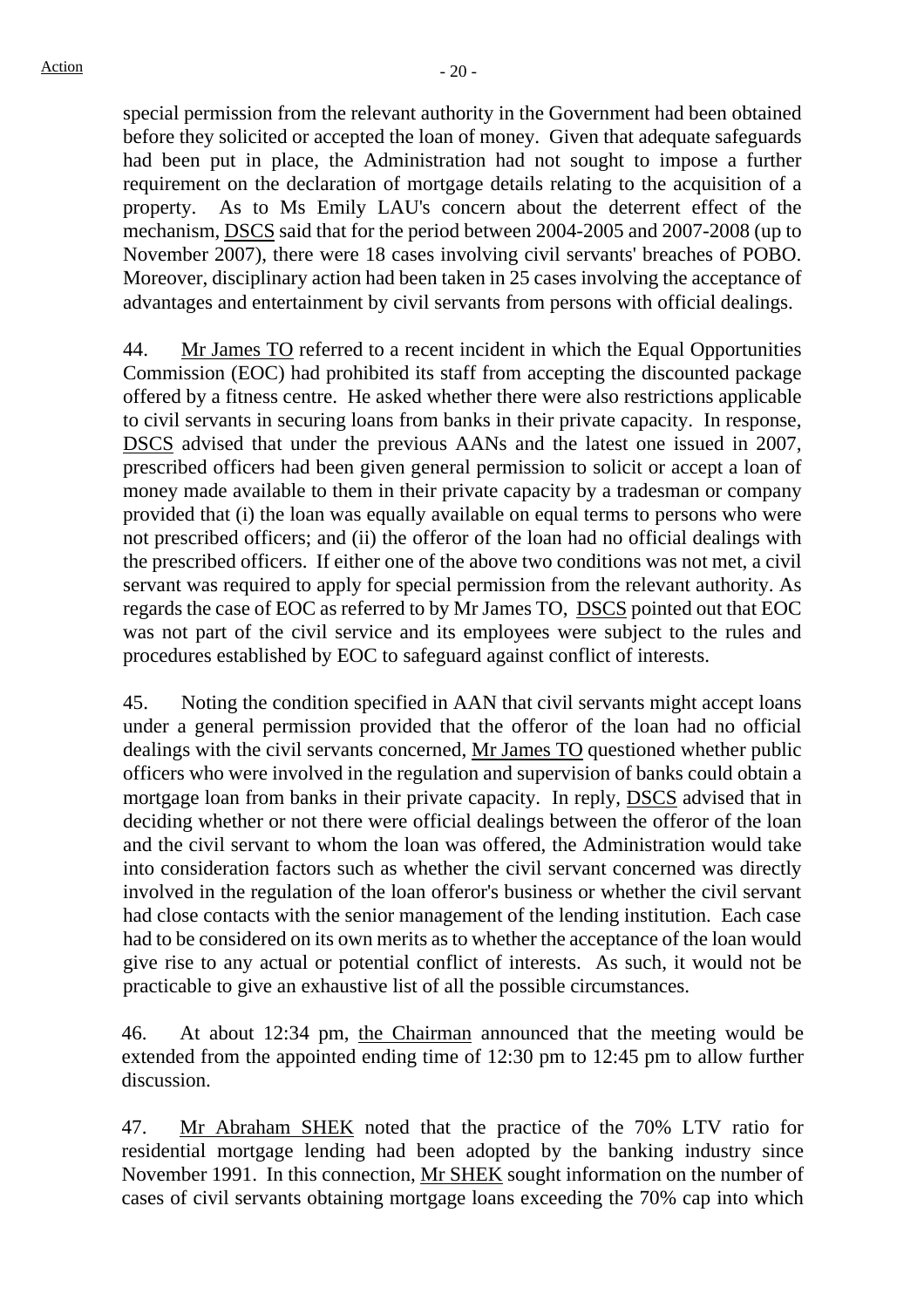special permission from the relevant authority in the Government had been obtained before they solicited or accepted the loan of money. Given that adequate safeguards had been put in place, the Administration had not sought to impose a further requirement on the declaration of mortgage details relating to the acquisition of a property. As to Ms Emily LAU's concern about the deterrent effect of the mechanism, DSCS said that for the period between 2004-2005 and 2007-2008 (up to November 2007), there were 18 cases involving civil servants' breaches of POBO. Moreover, disciplinary action had been taken in 25 cases involving the acceptance of advantages and entertainment by civil servants from persons with official dealings.

44. Mr James TO referred to a recent incident in which the Equal Opportunities Commission (EOC) had prohibited its staff from accepting the discounted package offered by a fitness centre. He asked whether there were also restrictions applicable to civil servants in securing loans from banks in their private capacity. In response, DSCS advised that under the previous AANs and the latest one issued in 2007, prescribed officers had been given general permission to solicit or accept a loan of money made available to them in their private capacity by a tradesman or company provided that (i) the loan was equally available on equal terms to persons who were not prescribed officers; and (ii) the offeror of the loan had no official dealings with the prescribed officers. If either one of the above two conditions was not met, a civil servant was required to apply for special permission from the relevant authority. As regards the case of EOC as referred to by Mr James TO, DSCS pointed out that EOC was not part of the civil service and its employees were subject to the rules and procedures established by EOC to safeguard against conflict of interests.

45. Noting the condition specified in AAN that civil servants might accept loans under a general permission provided that the offeror of the loan had no official dealings with the civil servants concerned, Mr James TO questioned whether public officers who were involved in the regulation and supervision of banks could obtain a mortgage loan from banks in their private capacity. In reply, DSCS advised that in deciding whether or not there were official dealings between the offeror of the loan and the civil servant to whom the loan was offered, the Administration would take into consideration factors such as whether the civil servant concerned was directly involved in the regulation of the loan offeror's business or whether the civil servant had close contacts with the senior management of the lending institution. Each case had to be considered on its own merits as to whether the acceptance of the loan would give rise to any actual or potential conflict of interests. As such, it would not be practicable to give an exhaustive list of all the possible circumstances.

46. At about 12:34 pm, the Chairman announced that the meeting would be extended from the appointed ending time of 12:30 pm to 12:45 pm to allow further discussion.

47. Mr Abraham SHEK noted that the practice of the 70% LTV ratio for residential mortgage lending had been adopted by the banking industry since November 1991. In this connection, Mr SHEK sought information on the number of cases of civil servants obtaining mortgage loans exceeding the 70% cap into which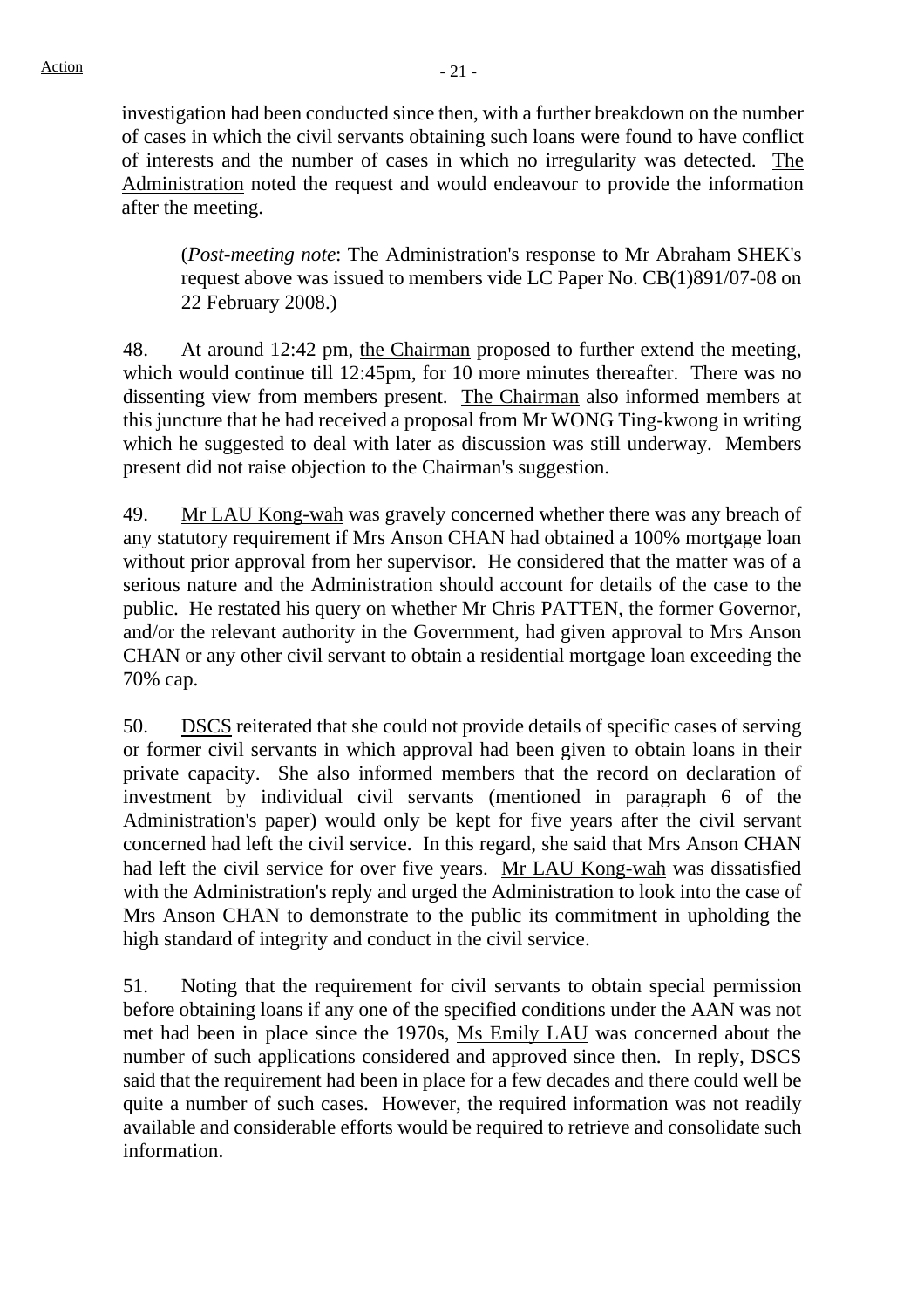investigation had been conducted since then, with a further breakdown on the number of cases in which the civil servants obtaining such loans were found to have conflict of interests and the number of cases in which no irregularity was detected. The Administration noted the request and would endeavour to provide the information after the meeting.

> (*Post-meeting note*: The Administration's response to Mr Abraham SHEK's request above was issued to members vide LC Paper No. CB(1)891/07-08 on 22 February 2008.)

48. At around 12:42 pm, the Chairman proposed to further extend the meeting, which would continue till 12:45pm, for 10 more minutes thereafter. There was no dissenting view from members present. The Chairman also informed members at this juncture that he had received a proposal from Mr WONG Ting-kwong in writing which he suggested to deal with later as discussion was still underway. Members present did not raise objection to the Chairman's suggestion.

49. Mr LAU Kong-wah was gravely concerned whether there was any breach of any statutory requirement if Mrs Anson CHAN had obtained a 100% mortgage loan without prior approval from her supervisor. He considered that the matter was of a serious nature and the Administration should account for details of the case to the public. He restated his query on whether Mr Chris PATTEN, the former Governor, and/or the relevant authority in the Government, had given approval to Mrs Anson CHAN or any other civil servant to obtain a residential mortgage loan exceeding the 70% cap.

50. DSCS reiterated that she could not provide details of specific cases of serving or former civil servants in which approval had been given to obtain loans in their private capacity. She also informed members that the record on declaration of investment by individual civil servants (mentioned in paragraph 6 of the Administration's paper) would only be kept for five years after the civil servant concerned had left the civil service. In this regard, she said that Mrs Anson CHAN had left the civil service for over five years. Mr LAU Kong-wah was dissatisfied with the Administration's reply and urged the Administration to look into the case of Mrs Anson CHAN to demonstrate to the public its commitment in upholding the high standard of integrity and conduct in the civil service.

51. Noting that the requirement for civil servants to obtain special permission before obtaining loans if any one of the specified conditions under the AAN was not met had been in place since the 1970s, Ms Emily LAU was concerned about the number of such applications considered and approved since then. In reply, DSCS said that the requirement had been in place for a few decades and there could well be quite a number of such cases. However, the required information was not readily available and considerable efforts would be required to retrieve and consolidate such information.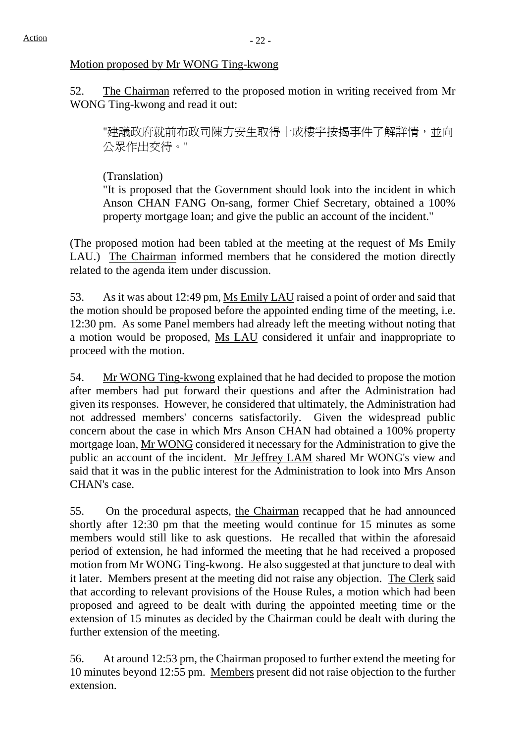Motion proposed by Mr WONG Ting-kwong

52. The Chairman referred to the proposed motion in writing received from Mr WONG Ting-kwong and read it out:

> "建議政府就前布政司陳方安生取得十成樓宇按揭事件了解詳情，並向公眾作出交待。"
>
> (Translation)
>
> "It is proposed that the Government should look into the incident in which Anson CHAN FANG On-sang, former Chief Secretary, obtained a 100% property mortgage loan; and give the public an account of the incident."

(The proposed motion had been tabled at the meeting at the request of Ms Emily LAU.) The Chairman informed members that he considered the motion directly related to the agenda item under discussion.

53. As it was about 12:49 pm, Ms Emily LAU raised a point of order and said that the motion should be proposed before the appointed ending time of the meeting, i.e. 12:30 pm. As some Panel members had already left the meeting without noting that a motion would be proposed, Ms LAU considered it unfair and inappropriate to proceed with the motion.

54. Mr WONG Ting-kwong explained that he had decided to propose the motion after members had put forward their questions and after the Administration had given its responses. However, he considered that ultimately, the Administration had not addressed members' concerns satisfactorily. Given the widespread public concern about the case in which Mrs Anson CHAN had obtained a 100% property mortgage loan, Mr WONG considered it necessary for the Administration to give the public an account of the incident. Mr Jeffrey LAM shared Mr WONG's view and said that it was in the public interest for the Administration to look into Mrs Anson CHAN's case.

55. On the procedural aspects, the Chairman recapped that he had announced shortly after 12:30 pm that the meeting would continue for 15 minutes as some members would still like to ask questions. He recalled that within the aforesaid period of extension, he had informed the meeting that he had received a proposed motion from Mr WONG Ting-kwong. He also suggested at that juncture to deal with it later. Members present at the meeting did not raise any objection. The Clerk said that according to relevant provisions of the House Rules, a motion which had been proposed and agreed to be dealt with during the appointed meeting time or the extension of 15 minutes as decided by the Chairman could be dealt with during the further extension of the meeting.

56. At around 12:53 pm, the Chairman proposed to further extend the meeting for 10 minutes beyond 12:55 pm. Members present did not raise objection to the further extension.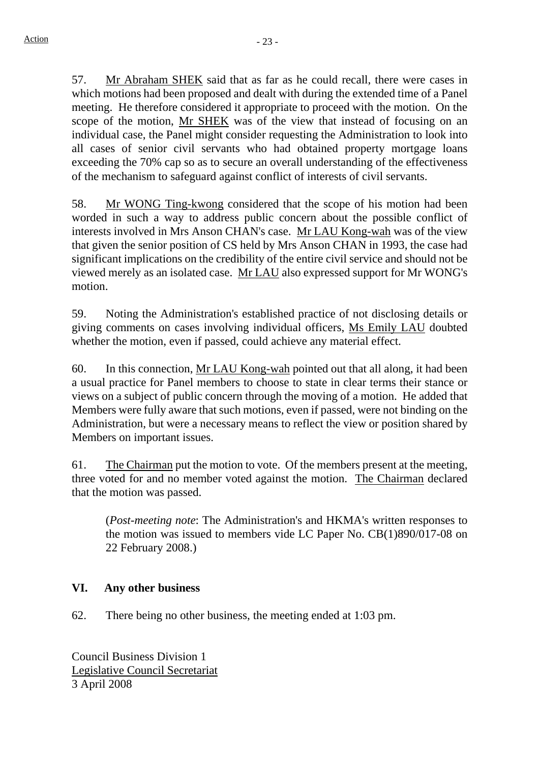57. Mr Abraham SHEK said that as far as he could recall, there were cases in which motions had been proposed and dealt with during the extended time of a Panel meeting. He therefore considered it appropriate to proceed with the motion. On the scope of the motion, Mr SHEK was of the view that instead of focusing on an individual case, the Panel might consider requesting the Administration to look into all cases of senior civil servants who had obtained property mortgage loans exceeding the 70% cap so as to secure an overall understanding of the effectiveness of the mechanism to safeguard against conflict of interests of civil servants.

58. Mr WONG Ting-kwong considered that the scope of his motion had been worded in such a way to address public concern about the possible conflict of interests involved in Mrs Anson CHAN's case. Mr LAU Kong-wah was of the view that given the senior position of CS held by Mrs Anson CHAN in 1993, the case had significant implications on the credibility of the entire civil service and should not be viewed merely as an isolated case. Mr LAU also expressed support for Mr WONG's motion.

59. Noting the Administration's established practice of not disclosing details or giving comments on cases involving individual officers, Ms Emily LAU doubted whether the motion, even if passed, could achieve any material effect.

60. In this connection, Mr LAU Kong-wah pointed out that all along, it had been a usual practice for Panel members to choose to state in clear terms their stance or views on a subject of public concern through the moving of a motion. He added that Members were fully aware that such motions, even if passed, were not binding on the Administration, but were a necessary means to reflect the view or position shared by Members on important issues.

61. The Chairman put the motion to vote. Of the members present at the meeting, three voted for and no member voted against the motion. The Chairman declared that the motion was passed.

(*Post-meeting note*: The Administration's and HKMA's written responses to the motion was issued to members vide LC Paper No. CB(1)890/017-08 on 22 February 2008.)

## VI. Any other business

62. There being no other business, the meeting ended at 1:03 pm.

Council Business Division 1
Legislative Council Secretariat
3 April 2008